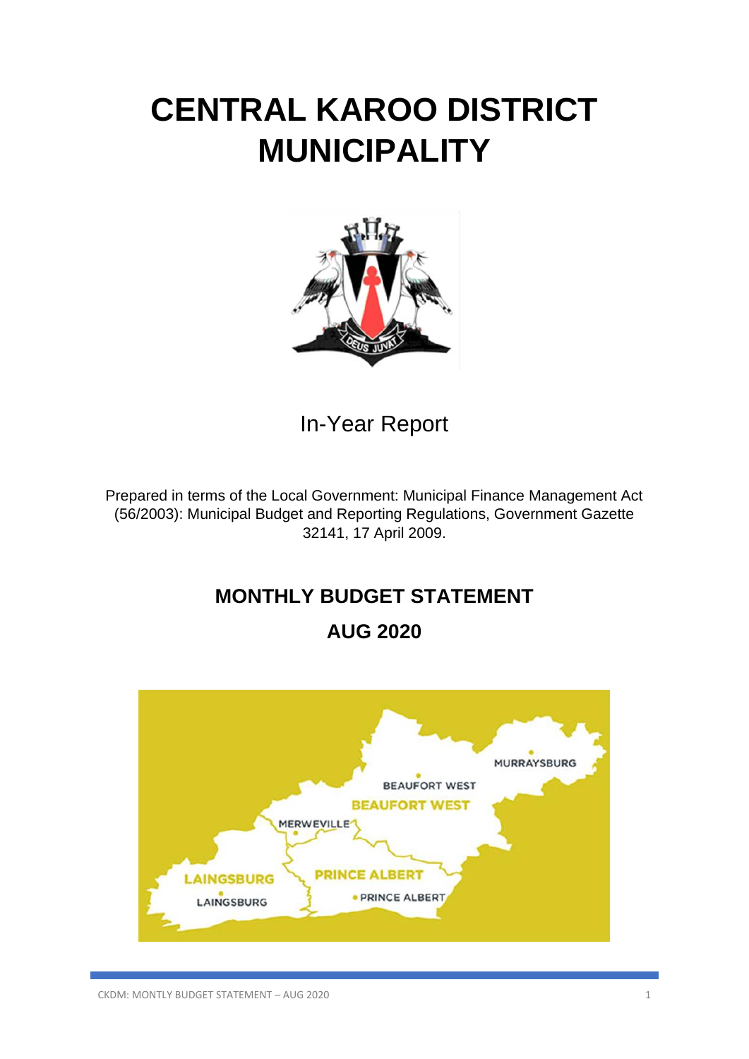# CENTRAL KAROO DISTRICT MUNICIPALITY

In-Year Report

Prepared in terms of the Local Government: Municipal Finance Management Act (56/2003): Municipal Budget and Reporting Regulations, Government Gazette 32141, 17 April 2009.

## MONTHLY BUDGET STATEMENT

## AUG 2020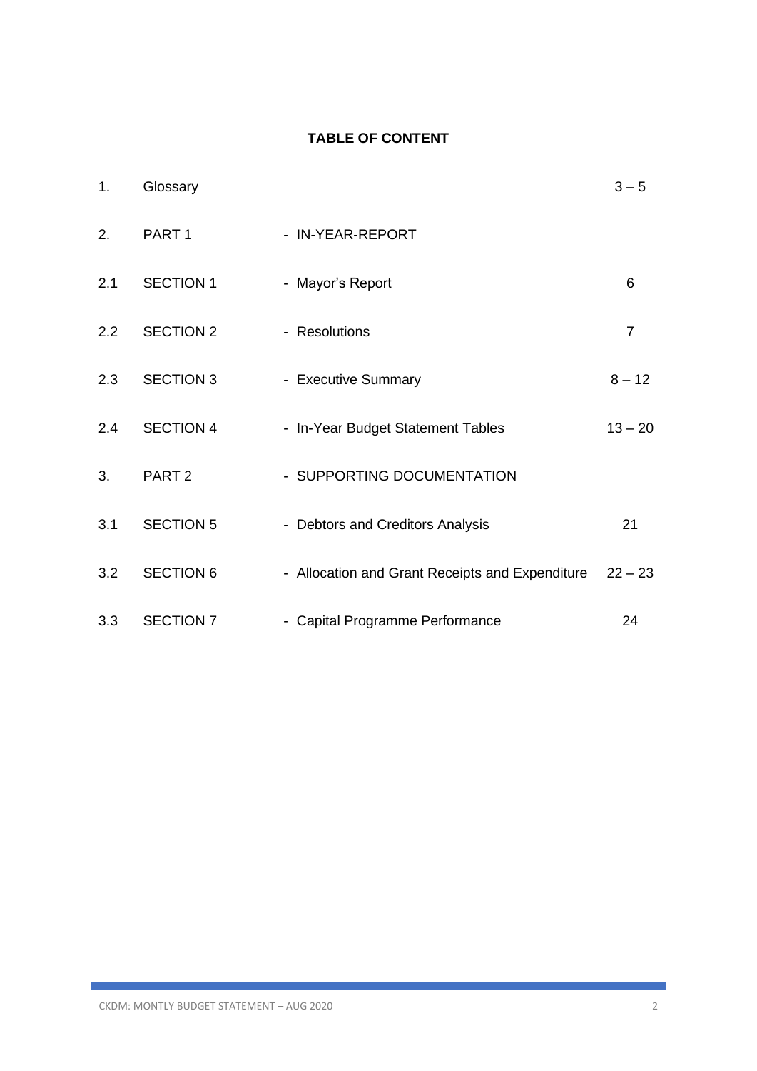# TABLE OF CONTENT

| | | | |
|---|---|---|---|
| 1. | Glossary | | 3 – 5 |
| 2. | PART 1 | - IN-YEAR-REPORT | |
| 2.1 | SECTION 1 | - Mayor's Report | 6 |
| 2.2 | SECTION 2 | - Resolutions | 7 |
| 2.3 | SECTION 3 | - Executive Summary | 8 – 12 |
| 2.4 | SECTION 4 | - In-Year Budget Statement Tables | 13 – 20 |
| 3. | PART 2 | - SUPPORTING DOCUMENTATION | |
| 3.1 | SECTION 5 | - Debtors and Creditors Analysis | 21 |
| 3.2 | SECTION 6 | - Allocation and Grant Receipts and Expenditure | 22 – 23 |
| 3.3 | SECTION 7 | - Capital Programme Performance | 24 |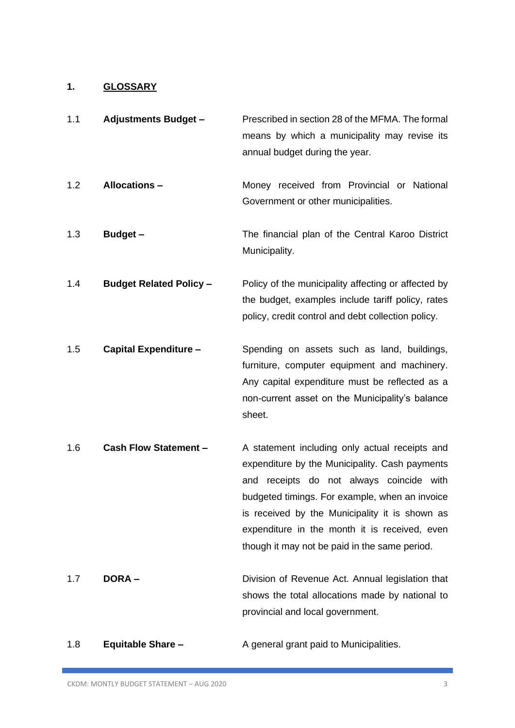## 1. GLOSSARY

**1.1 Adjustments Budget –** Prescribed in section 28 of the MFMA. The formal means by which a municipality may revise its annual budget during the year.

**1.2 Allocations –** Money received from Provincial or National Government or other municipalities.

**1.3 Budget –** The financial plan of the Central Karoo District Municipality.

**1.4 Budget Related Policy –** Policy of the municipality affecting or affected by the budget, examples include tariff policy, rates policy, credit control and debt collection policy.

**1.5 Capital Expenditure –** Spending on assets such as land, buildings, furniture, computer equipment and machinery. Any capital expenditure must be reflected as a non-current asset on the Municipality's balance sheet.

**1.6 Cash Flow Statement –** A statement including only actual receipts and expenditure by the Municipality. Cash payments and receipts do not always coincide with budgeted timings. For example, when an invoice is received by the Municipality it is shown as expenditure in the month it is received, even though it may not be paid in the same period.

**1.7 DORA –** Division of Revenue Act. Annual legislation that shows the total allocations made by national to provincial and local government.

**1.8 Equitable Share –** A general grant paid to Municipalities.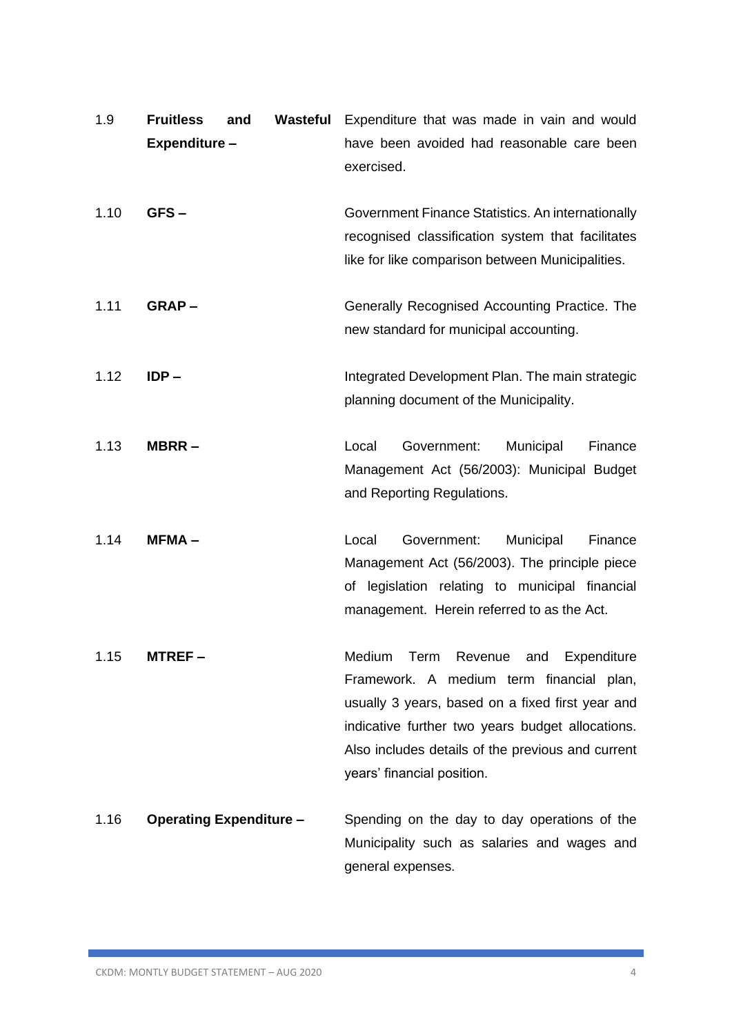1.9 **Fruitless and Wasteful Expenditure –** Expenditure that was made in vain and would have been avoided had reasonable care been exercised.

1.10 **GFS –** Government Finance Statistics. An internationally recognised classification system that facilitates like for like comparison between Municipalities.

1.11 **GRAP –** Generally Recognised Accounting Practice. The new standard for municipal accounting.

1.12 **IDP –** Integrated Development Plan. The main strategic planning document of the Municipality.

1.13 **MBRR –** Local Government: Municipal Finance Management Act (56/2003): Municipal Budget and Reporting Regulations.

1.14 **MFMA –** Local Government: Municipal Finance Management Act (56/2003). The principle piece of legislation relating to municipal financial management. Herein referred to as the Act.

1.15 **MTREF –** Medium Term Revenue and Expenditure Framework. A medium term financial plan, usually 3 years, based on a fixed first year and indicative further two years budget allocations. Also includes details of the previous and current years' financial position.

1.16 **Operating Expenditure –** Spending on the day to day operations of the Municipality such as salaries and wages and general expenses.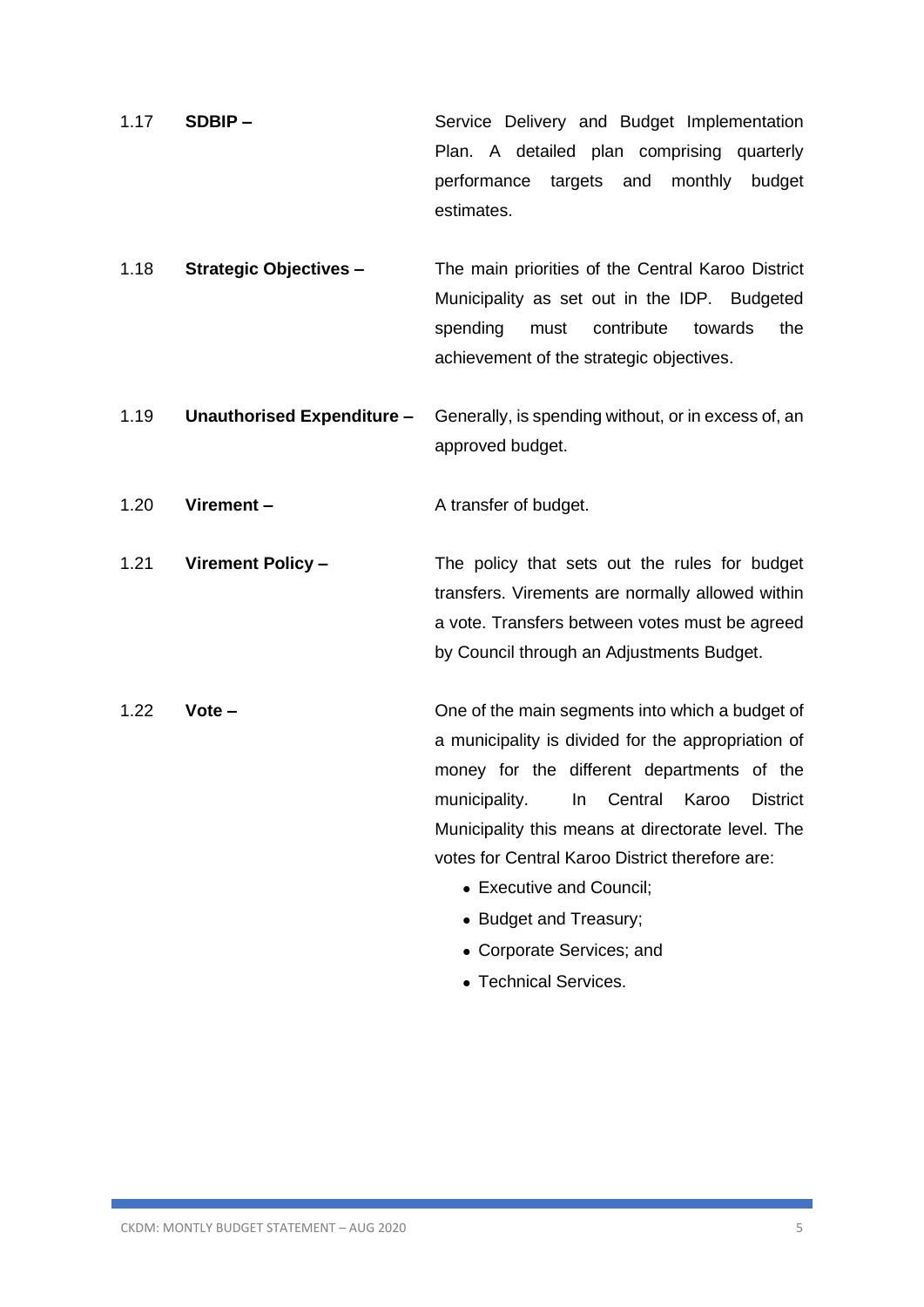1.17 **SDBIP –** Service Delivery and Budget Implementation Plan. A detailed plan comprising quarterly performance targets and monthly budget estimates.

1.18 **Strategic Objectives –** The main priorities of the Central Karoo District Municipality as set out in the IDP. Budgeted spending must contribute towards the achievement of the strategic objectives.

1.19 **Unauthorised Expenditure –** Generally, is spending without, or in excess of, an approved budget.

1.20 **Virement –** A transfer of budget.

1.21 **Virement Policy –** The policy that sets out the rules for budget transfers. Virements are normally allowed within a vote. Transfers between votes must be agreed by Council through an Adjustments Budget.

1.22 **Vote –** One of the main segments into which a budget of a municipality is divided for the appropriation of money for the different departments of the municipality. In Central Karoo District Municipality this means at directorate level. The votes for Central Karoo District therefore are:

- Executive and Council;
- Budget and Treasury;
- Corporate Services; and
- Technical Services.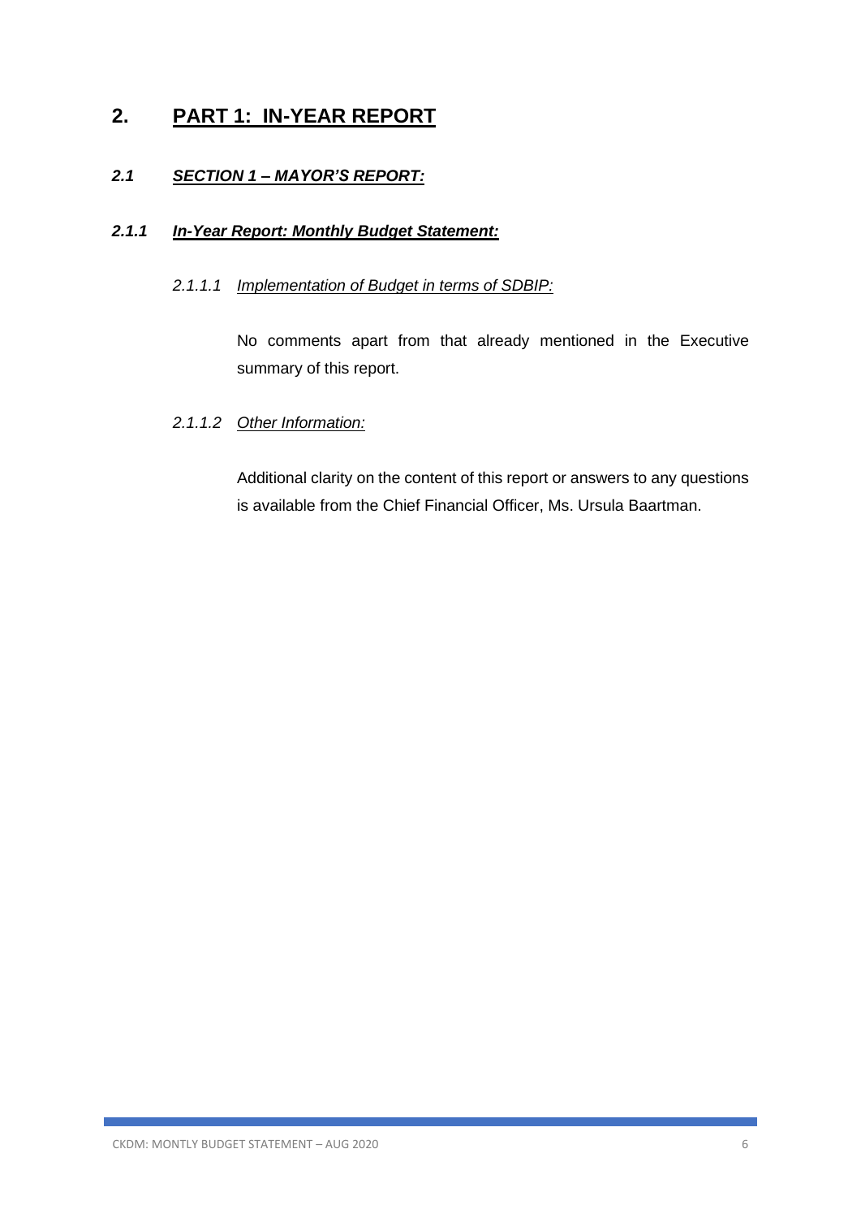# 2. PART 1: IN-YEAR REPORT

## *2.1 SECTION 1 – MAYOR'S REPORT:*

### *2.1.1 In-Year Report: Monthly Budget Statement:*

#### *2.1.1.1 Implementation of Budget in terms of SDBIP:*

No comments apart from that already mentioned in the Executive summary of this report.

#### *2.1.1.2 Other Information:*

Additional clarity on the content of this report or answers to any questions is available from the Chief Financial Officer, Ms. Ursula Baartman.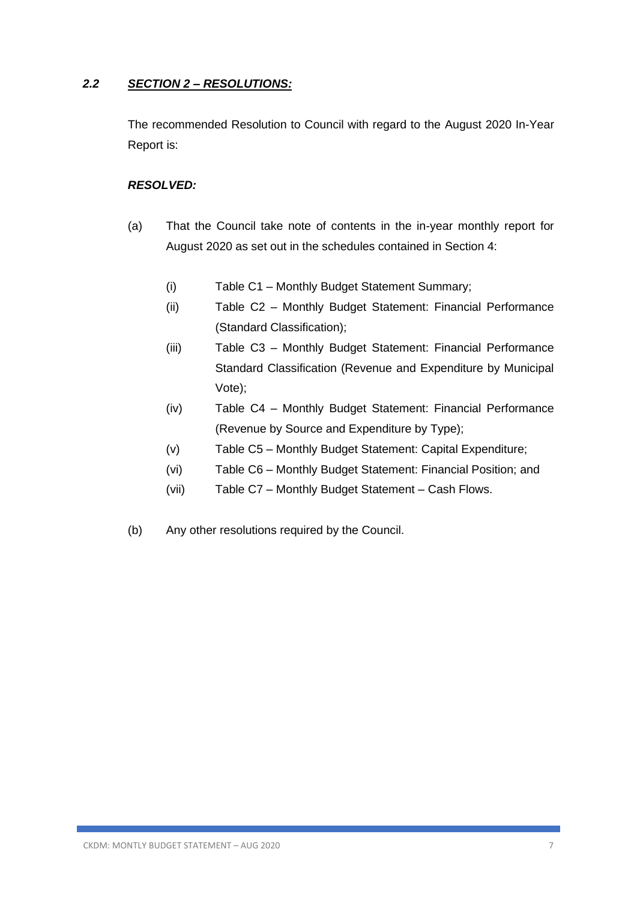## *2.2 SECTION 2 – RESOLUTIONS:*

The recommended Resolution to Council with regard to the August 2020 In-Year Report is:

***RESOLVED:***

(a) That the Council take note of contents in the in-year monthly report for August 2020 as set out in the schedules contained in Section 4:

- (i) Table C1 – Monthly Budget Statement Summary;
- (ii) Table C2 – Monthly Budget Statement: Financial Performance (Standard Classification);
- (iii) Table C3 – Monthly Budget Statement: Financial Performance Standard Classification (Revenue and Expenditure by Municipal Vote);
- (iv) Table C4 – Monthly Budget Statement: Financial Performance (Revenue by Source and Expenditure by Type);
- (v) Table C5 – Monthly Budget Statement: Capital Expenditure;
- (vi) Table C6 – Monthly Budget Statement: Financial Position; and
- (vii) Table C7 – Monthly Budget Statement – Cash Flows.

(b) Any other resolutions required by the Council.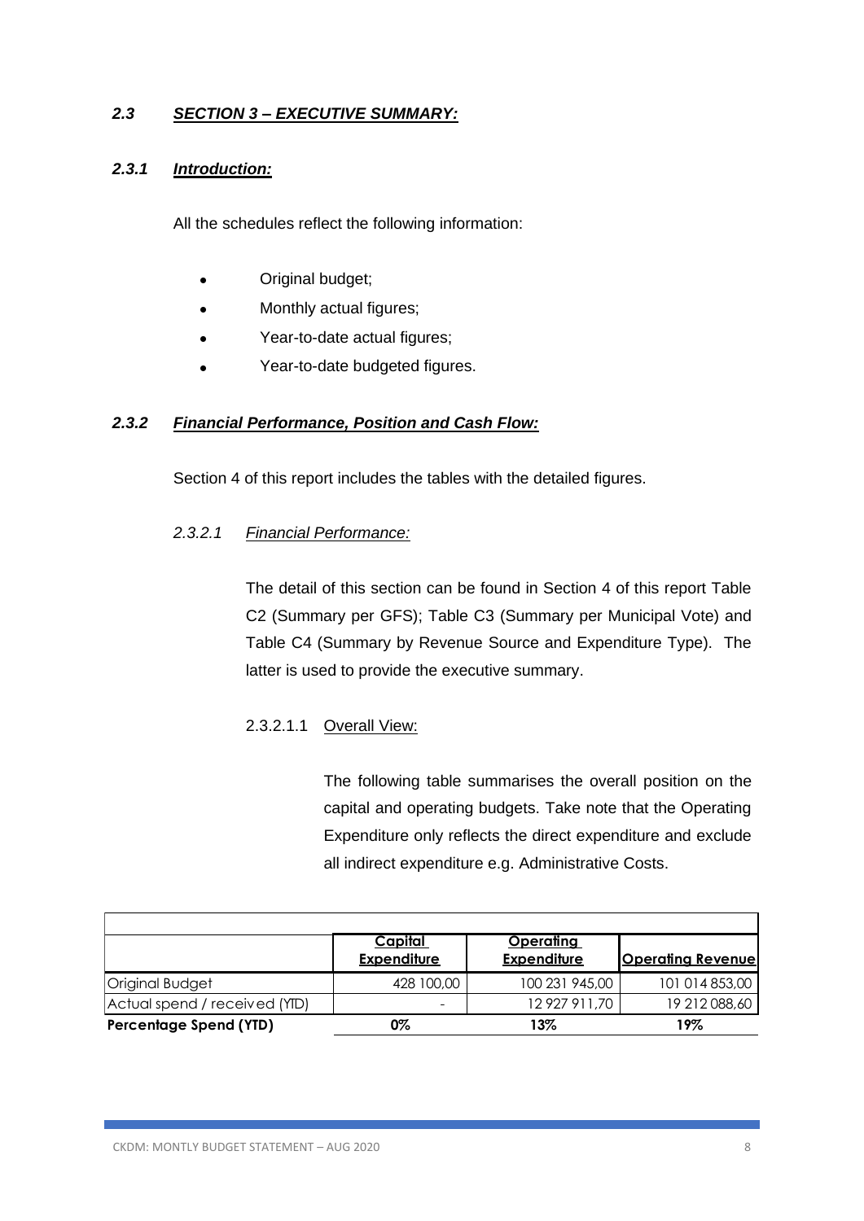## *2.3 SECTION 3 – EXECUTIVE SUMMARY:*

### *2.3.1 Introduction:*

All the schedules reflect the following information:

- Original budget;
- Monthly actual figures;
- Year-to-date actual figures;
- Year-to-date budgeted figures.

### *2.3.2 Financial Performance, Position and Cash Flow:*

Section 4 of this report includes the tables with the detailed figures.

#### *2.3.2.1 Financial Performance:*

The detail of this section can be found in Section 4 of this report Table C2 (Summary per GFS); Table C3 (Summary per Municipal Vote) and Table C4 (Summary by Revenue Source and Expenditure Type). The latter is used to provide the executive summary.

##### 2.3.2.1.1 Overall View:

The following table summarises the overall position on the capital and operating budgets. Take note that the Operating Expenditure only reflects the direct expenditure and exclude all indirect expenditure e.g. Administrative Costs.

| | **Capital Expenditure** | **Operating Expenditure** | **Operating Revenue** |
|---|---|---|---|
| Original Budget | 428 100,00 | 100 231 945,00 | 101 014 853,00 |
| Actual spend / received (YTD) | - | 12 927 911,70 | 19 212 088,60 |
| **Percentage Spend (YTD)** | **0%** | **13%** | **19%** |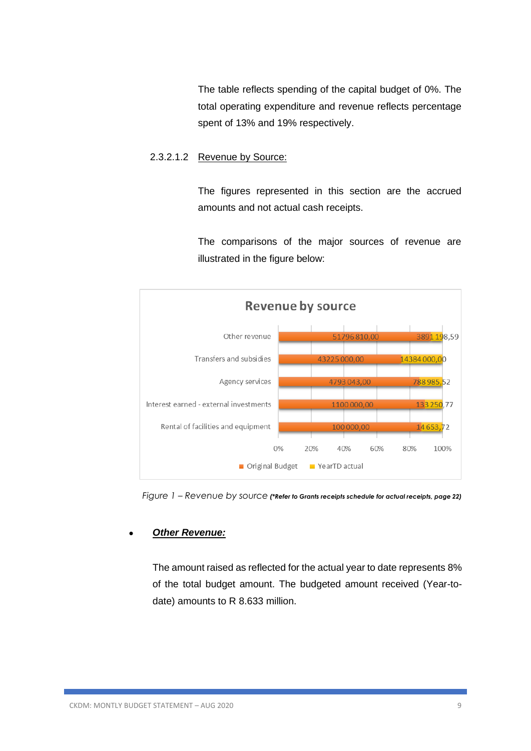The table reflects spending of the capital budget of 0%. The total operating expenditure and revenue reflects percentage spent of 13% and 19% respectively.

#### 2.3.2.1.2 Revenue by Source:

The figures represented in this section are the accrued amounts and not actual cash receipts.

The comparisons of the major sources of revenue are illustrated in the figure below:

**Revenue by source**

| | Original Budget | YearTD actual |
|---|---|---|
| Other revenue | 51796 810,00 | 3891 198,59 |
| Transfers and subsidies | 43225 000,00 | 14384 000,00 |
| Agency services | 4793 043,00 | 788 985,52 |
| Interest earned - external investments | 1100 000,00 | 133 250,77 |
| Rental of facilities and equipment | 100 000,00 | 14 653,72 |

*Figure 1 – Revenue by source* ***(\*Refer to Grants receipts schedule for actual receipts, page 22)***

- ***Other Revenue:***

The amount raised as reflected for the actual year to date represents 8% of the total budget amount. The budgeted amount received (Year-to-date) amounts to R 8.633 million.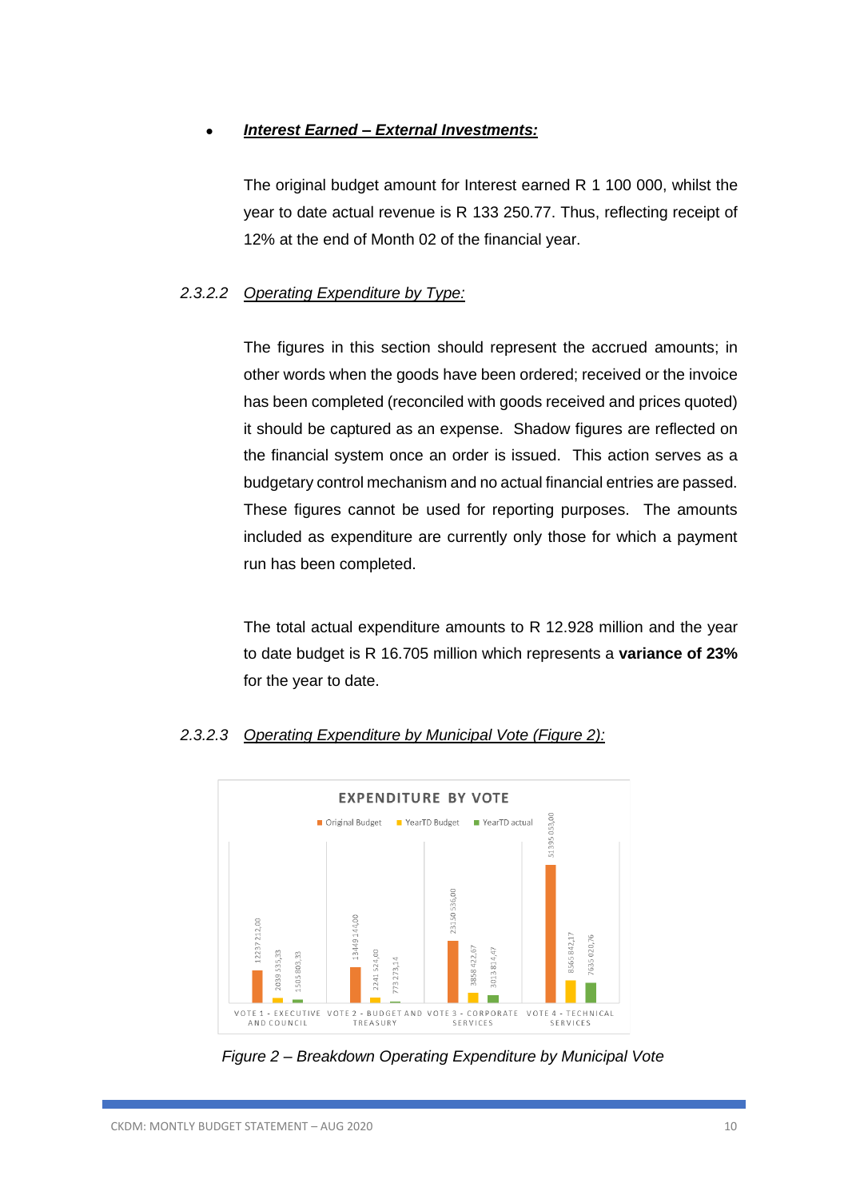- ***Interest Earned – External Investments:***

  The original budget amount for Interest earned R 1 100 000, whilst the year to date actual revenue is R 133 250.77. Thus, reflecting receipt of 12% at the end of Month 02 of the financial year.

#### *2.3.2.2 Operating Expenditure by Type:*

The figures in this section should represent the accrued amounts; in other words when the goods have been ordered; received or the invoice has been completed (reconciled with goods received and prices quoted) it should be captured as an expense. Shadow figures are reflected on the financial system once an order is issued. This action serves as a budgetary control mechanism and no actual financial entries are passed. These figures cannot be used for reporting purposes. The amounts included as expenditure are currently only those for which a payment run has been completed.

The total actual expenditure amounts to R 12.928 million and the year to date budget is R 16.705 million which represents a **variance of 23%** for the year to date.

#### *2.3.2.3 Operating Expenditure by Municipal Vote (Figure 2):*

**EXPENDITURE BY VOTE**

| Vote | Original Budget | YearTD Budget | YearTD actual |
| --- | --- | --- | --- |
| VOTE 1 - EXECUTIVE AND COUNCIL | 12237 212,00 | 2039 535,33 | 1505 803,33 |
| VOTE 2 - BUDGET AND TREASURY | 13449 144,00 | 2241 524,00 | 773 273,14 |
| VOTE 3 - CORPORATE SERVICES | 23150 536,00 | 3858 422,67 | 3013 814,47 |
| VOTE 4 - TECHNICAL SERVICES | 51395 053,00 | 8565 842,17 | 7635 020,76 |

*Figure 2 – Breakdown Operating Expenditure by Municipal Vote*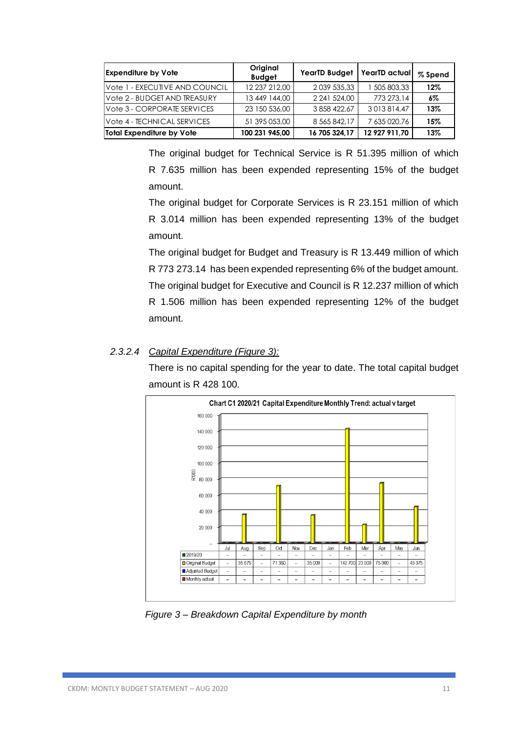| Expenditure by Vote | Original Budget | YearTD Budget | YearTD actual | % Spend |
|---|---|---|---|---|
| Vote 1 - EXECUTIVE AND COUNCIL | 12 237 212,00 | 2 039 535,33 | 1 505 803,33 | 12% |
| Vote 2 - BUDGET AND TREASURY | 13 449 144,00 | 2 241 524,00 | 773 273,14 | 6% |
| Vote 3 - CORPORATE SERVICES | 23 150 536,00 | 3 858 422,67 | 3 013 814,47 | 13% |
| Vote 4 - TECHNICAL SERVICES | 51 395 053,00 | 8 565 842,17 | 7 635 020,76 | 15% |
| **Total Expenditure by Vote** | **100 231 945,00** | **16 705 324,17** | **12 927 911,70** | **13%** |

The original budget for Technical Service is R 51.395 million of which R 7.635 million has been expended representing 15% of the budget amount.

The original budget for Corporate Services is R 23.151 million of which R 3.014 million has been expended representing 13% of the budget amount.

The original budget for Budget and Treasury is R 13.449 million of which R 773 273.14 has been expended representing 6% of the budget amount.

The original budget for Executive and Council is R 12.237 million of which R 1.506 million has been expended representing 12% of the budget amount.

### *2.3.2.4 Capital Expenditure (Figure 3):*

There is no capital spending for the year to date. The total capital budget amount is R 428 100.

**Chart C1 2020/21 Capital Expenditure Monthly Trend: actual v target**

| | Jul | Aug | Sep | Oct | Nov | Dec | Jan | Feb | Mar | Apr | May | Jun |
|---|---|---|---|---|---|---|---|---|---|---|---|---|
| 2019/20 | – | – | – | – | – | – | – | – | – | – | – | – |
| Original Budget | – | 35 675 | – | 71 350 | – | 35 000 | – | 142 700 | 23 000 | 75 000 | – | 45 375 |
| Adjusted Budget | – | – | – | – | – | – | – | – | – | – | – | – |
| Monthly actual | – | – | – | – | – | – | – | – | – | – | – | – |

*Figure 3 – Breakdown Capital Expenditure by month*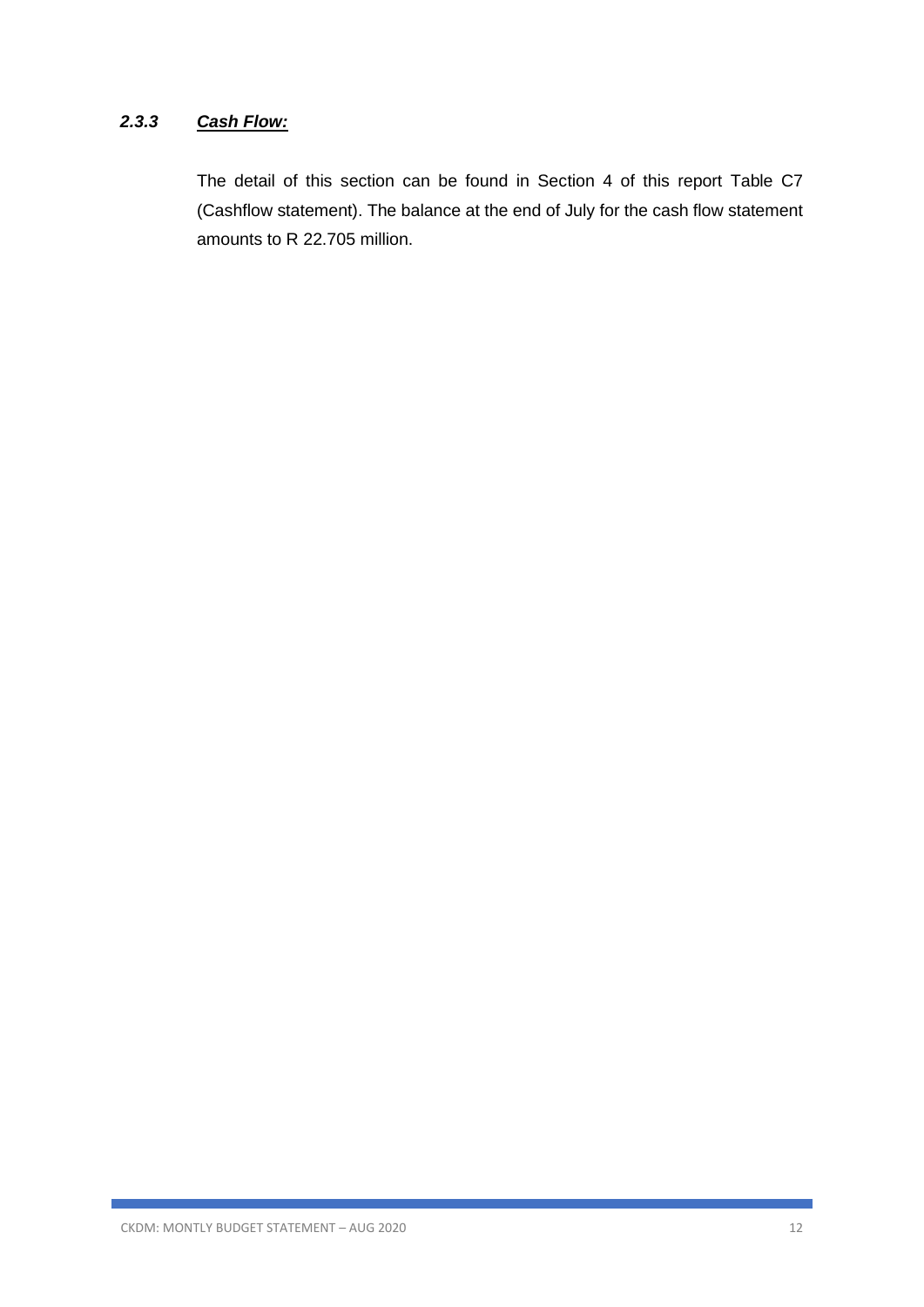### *2.3.3 <u>Cash Flow:</u>*

The detail of this section can be found in Section 4 of this report Table C7 (Cashflow statement). The balance at the end of July for the cash flow statement amounts to R 22.705 million.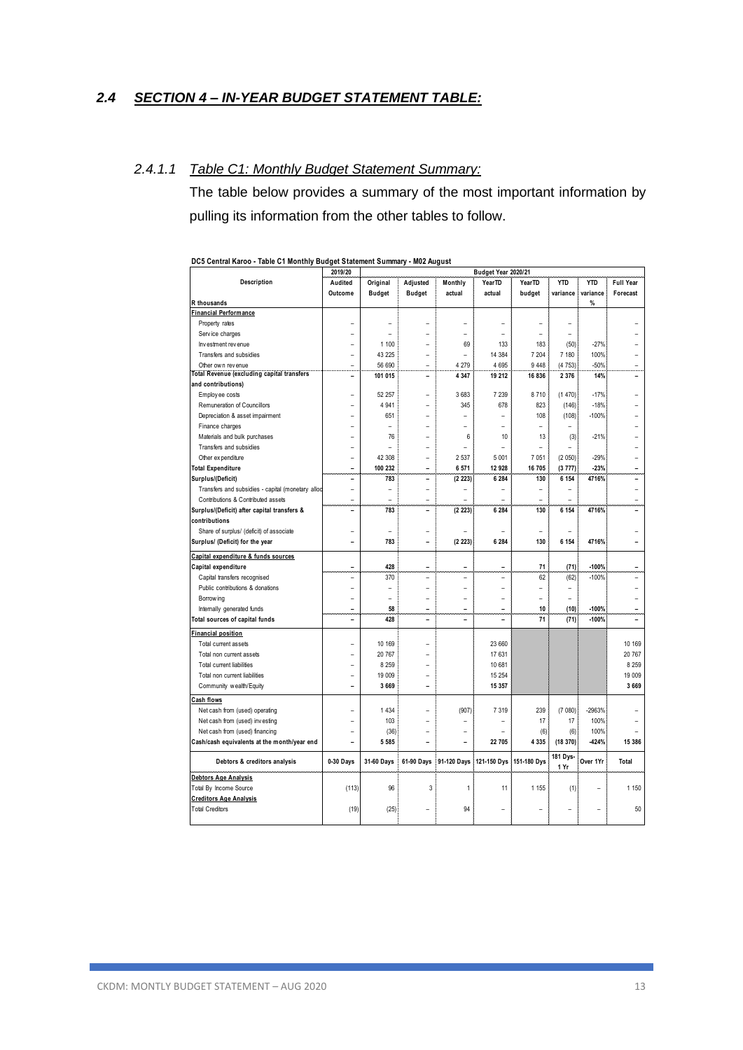## 2.4 SECTION 4 – IN-YEAR BUDGET STATEMENT TABLE:

### 2.4.1.1 Table C1: Monthly Budget Statement Summary:

The table below provides a summary of the most important information by pulling its information from the other tables to follow.

**DC5 Central Karoo - Table C1 Monthly Budget Statement Summary - M02 August**

| Description | 2019/20 | Budget Year 2020/21 | | | | | | | |
|---|---|---|---|---|---|---|---|---|---|
| | Audited Outcome | Original Budget | Adjusted Budget | Monthly actual | YearTD actual | YearTD budget | YTD variance | YTD variance | Full Year Forecast |
| R thousands | | | | | | | | % | |
| **Financial Performance** | | | | | | | | | |
| Property rates | – | – | – | – | – | – | – | | – |
| Service charges | – | – | – | – | – | – | – | | – |
| Investment revenue | – | 1 100 | – | 69 | 133 | 183 | (50) | -27% | – |
| Transfers and subsidies | – | 43 225 | – | – | 14 384 | 7 204 | 7 180 | 100% | – |
| Other own revenue | – | 56 690 | – | 4 279 | 4 695 | 9 448 | (4 753) | -50% | – |
| **Total Revenue (excluding capital transfers and contributions)** | – | 101 015 | – | 4 347 | 19 212 | 16 836 | 2 376 | 14% | – |
| Employee costs | – | 52 257 | – | 3 683 | 7 239 | 8 710 | (1 470) | -17% | – |
| Remuneration of Councillors | – | 4 941 | – | 345 | 678 | 823 | (146) | -18% | – |
| Depreciation & asset impairment | – | 651 | – | – | – | 108 | (108) | -100% | – |
| Finance charges | – | – | – | – | – | – | – | | – |
| Materials and bulk purchases | – | 76 | – | 6 | 10 | 13 | (3) | -21% | – |
| Transfers and subsidies | – | – | – | – | – | – | – | | – |
| Other expenditure | – | 42 308 | – | 2 537 | 5 001 | 7 051 | (2 050) | -29% | – |
| **Total Expenditure** | – | 100 232 | – | 6 571 | 12 928 | 16 705 | (3 777) | -23% | – |
| **Surplus/(Deficit)** | – | 783 | – | (2 223) | 6 284 | 130 | 6 154 | 4716% | – |
| Transfers and subsidies - capital (monetary alloc | – | – | – | – | – | – | – | | – |
| Contributions & Contributed assets | – | – | – | – | – | – | – | | – |
| **Surplus/(Deficit) after capital transfers & contributions** | – | 783 | – | (2 223) | 6 284 | 130 | 6 154 | 4716% | – |
| Share of surplus/ (deficit) of associate | – | – | – | – | – | – | – | | – |
| **Surplus/ (Deficit) for the year** | – | 783 | – | (2 223) | 6 284 | 130 | 6 154 | 4716% | – |
| **Capital expenditure & funds sources** | | | | | | | | | |
| **Capital expenditure** | – | 428 | – | – | – | 71 | (71) | -100% | – |
| Capital transfers recognised | – | 370 | – | – | – | 62 | (62) | -100% | – |
| Public contributions & donations | – | – | – | – | – | – | – | | – |
| Borrowing | – | – | – | – | – | – | – | | – |
| Internally generated funds | – | 58 | – | – | – | 10 | (10) | -100% | – |
| **Total sources of capital funds** | – | 428 | – | – | – | 71 | (71) | -100% | – |
| **Financial position** | | | | | | | | | |
| Total current assets | – | 10 169 | – | | 23 660 | | | | 10 169 |
| Total non current assets | – | 20 767 | – | | 17 631 | | | | 20 767 |
| Total current liabilities | – | 8 259 | – | | 10 681 | | | | 8 259 |
| Total non current liabilities | – | 19 009 | – | | 15 254 | | | | 19 009 |
| Community wealth/Equity | – | 3 669 | – | | 15 357 | | | | 3 669 |
| **Cash flows** | | | | | | | | | |
| Net cash from (used) operating | – | 1 434 | – | (907) | 7 319 | 239 | (7 080) | -2963% | – |
| Net cash from (used) investing | – | 103 | – | – | – | 17 | 17 | 100% | – |
| Net cash from (used) financing | – | (36) | – | – | – | (6) | (6) | 100% | – |
| **Cash/cash equivalents at the month/year end** | – | 5 585 | – | – | 22 705 | 4 335 | (18 370) | -424% | 15 386 |
| **Debtors & creditors analysis** | **0-30 Days** | **31-60 Days** | **61-90 Days** | **91-120 Days** | **121-150 Dys** | **151-180 Dys** | **181 Dys-1 Yr** | **Over 1Yr** | **Total** |
| **Debtors Age Analysis** | | | | | | | | | |
| Total By Income Source | (113) | 96 | 3 | 1 | 11 | 1 155 | (1) | – | 1 150 |
| **Creditors Age Analysis** | | | | | | | | | |
| Total Creditors | (19) | (25) | – | 94 | – | – | – | – | 50 |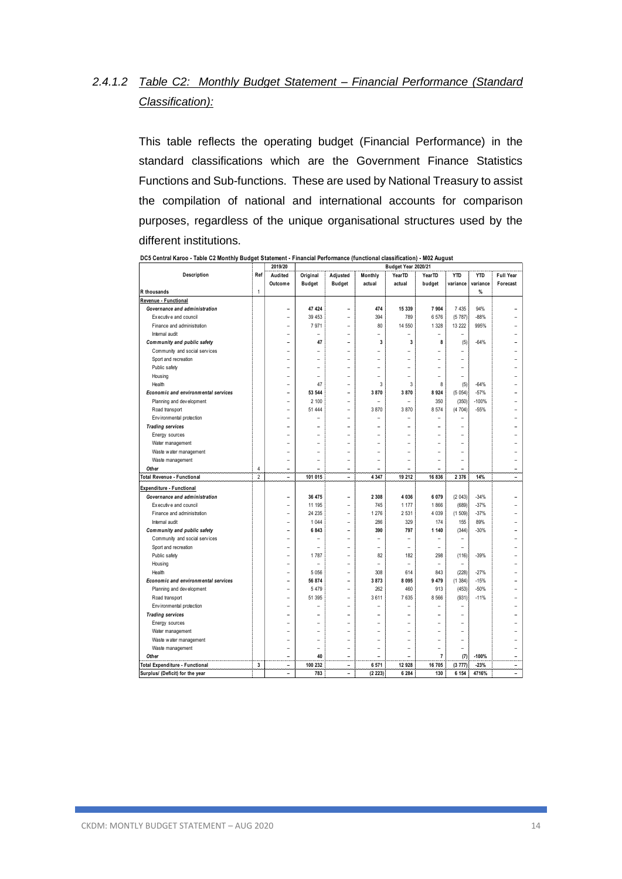### 2.4.1.2 Table C2: Monthly Budget Statement – Financial Performance (Standard Classification):

This table reflects the operating budget (Financial Performance) in the standard classifications which are the Government Finance Statistics Functions and Sub-functions. These are used by National Treasury to assist the compilation of national and international accounts for comparison purposes, regardless of the unique organisational structures used by the different institutions.

**DC5 Central Karoo - Table C2 Monthly Budget Statement - Financial Performance (functional classification) - M02 August**

| Description | Ref | 2019/20 | Budget Year 2020/21 | | | | | | | |
|---|---|---|---|---|---|---|---|---|---|---|
| | | Audited Outcome | Original Budget | Adjusted Budget | Monthly actual | YearTD actual | YearTD budget | YTD variance | YTD variance | Full Year Forecast |
| R thousands | 1 | | | | | | | | % | |
| **Revenue - Functional** | | | | | | | | | | |
| ***Governance and administration*** | | – | 47 424 | – | 474 | 15 339 | 7 904 | 7 435 | 94% | – |
| Executive and council | | – | 39 453 | – | 394 | 789 | 6 576 | (5 787) | -88% | – |
| Finance and administration | | – | 7 971 | – | 80 | 14 550 | 1 328 | 13 222 | 995% | – |
| Internal audit | | – | – | – | – | – | – | – | | – |
| ***Community and public safety*** | | – | 47 | – | 3 | 3 | 8 | (5) | -64% | – |
| Community and social services | | – | – | – | – | – | – | – | | – |
| Sport and recreation | | – | – | – | – | – | – | – | | – |
| Public safety | | – | – | – | – | – | – | – | | – |
| Housing | | – | – | – | – | – | – | – | | – |
| Health | | – | 47 | – | 3 | 3 | 8 | (5) | -64% | – |
| ***Economic and environmental services*** | | – | 53 544 | – | 3 870 | 3 870 | 8 924 | (5 054) | -57% | – |
| Planning and development | | – | 2 100 | – | – | – | 350 | (350) | -100% | – |
| Road transport | | – | 51 444 | – | 3 870 | 3 870 | 8 574 | (4 704) | -55% | – |
| Environmental protection | | – | – | – | – | – | – | – | | – |
| ***Trading services*** | | – | – | – | – | – | – | – | | – |
| Energy sources | | – | – | – | – | – | – | – | | – |
| Water management | | – | – | – | – | – | – | – | | – |
| Waste water management | | – | – | – | – | – | – | – | | – |
| Waste management | | – | – | – | – | – | – | – | | – |
| ***Other*** | 4 | – | – | – | – | – | – | – | | – |
| **Total Revenue - Functional** | 2 | – | 101 015 | – | 4 347 | 19 212 | 16 836 | 2 376 | 14% | – |
| **Expenditure - Functional** | | | | | | | | | | |
| ***Governance and administration*** | | – | 36 475 | – | 2 308 | 4 036 | 6 079 | (2 043) | -34% | – |
| Executive and council | | – | 11 195 | – | 745 | 1 177 | 1 866 | (689) | -37% | – |
| Finance and administration | | – | 24 235 | – | 1 276 | 2 531 | 4 039 | (1 509) | -37% | – |
| Internal audit | | – | 1 044 | – | 286 | 329 | 174 | 155 | 89% | – |
| ***Community and public safety*** | | – | 6 843 | – | 390 | 797 | 1 140 | (344) | -30% | – |
| Community and social services | | – | – | – | – | – | – | – | | – |
| Sport and recreation | | – | – | – | – | – | – | – | | – |
| Public safety | | – | 1 787 | – | 82 | 182 | 298 | (116) | -39% | – |
| Housing | | – | – | – | – | – | – | – | | – |
| Health | | – | 5 056 | – | 308 | 614 | 843 | (228) | -27% | – |
| ***Economic and environmental services*** | | – | 56 874 | – | 3 873 | 8 095 | 9 479 | (1 384) | -15% | – |
| Planning and development | | – | 5 479 | – | 262 | 460 | 913 | (453) | -50% | – |
| Road transport | | – | 51 395 | – | 3 611 | 7 635 | 8 566 | (931) | -11% | – |
| Environmental protection | | – | – | – | – | – | – | – | | – |
| ***Trading services*** | | – | – | – | – | – | – | – | | – |
| Energy sources | | – | – | – | – | – | – | – | | – |
| Water management | | – | – | – | – | – | – | – | | – |
| Waste water management | | – | – | – | – | – | – | – | | – |
| Waste management | | – | – | – | – | – | – | – | | – |
| ***Other*** | | – | 40 | – | – | – | 7 | (7) | -100% | – |
| **Total Expenditure - Functional** | 3 | – | 100 232 | – | 6 571 | 12 928 | 16 705 | (3 777) | -23% | – |
| **Surplus/ (Deficit) for the year** | | – | 783 | – | (2 223) | 6 284 | 130 | 6 154 | 4716% | – |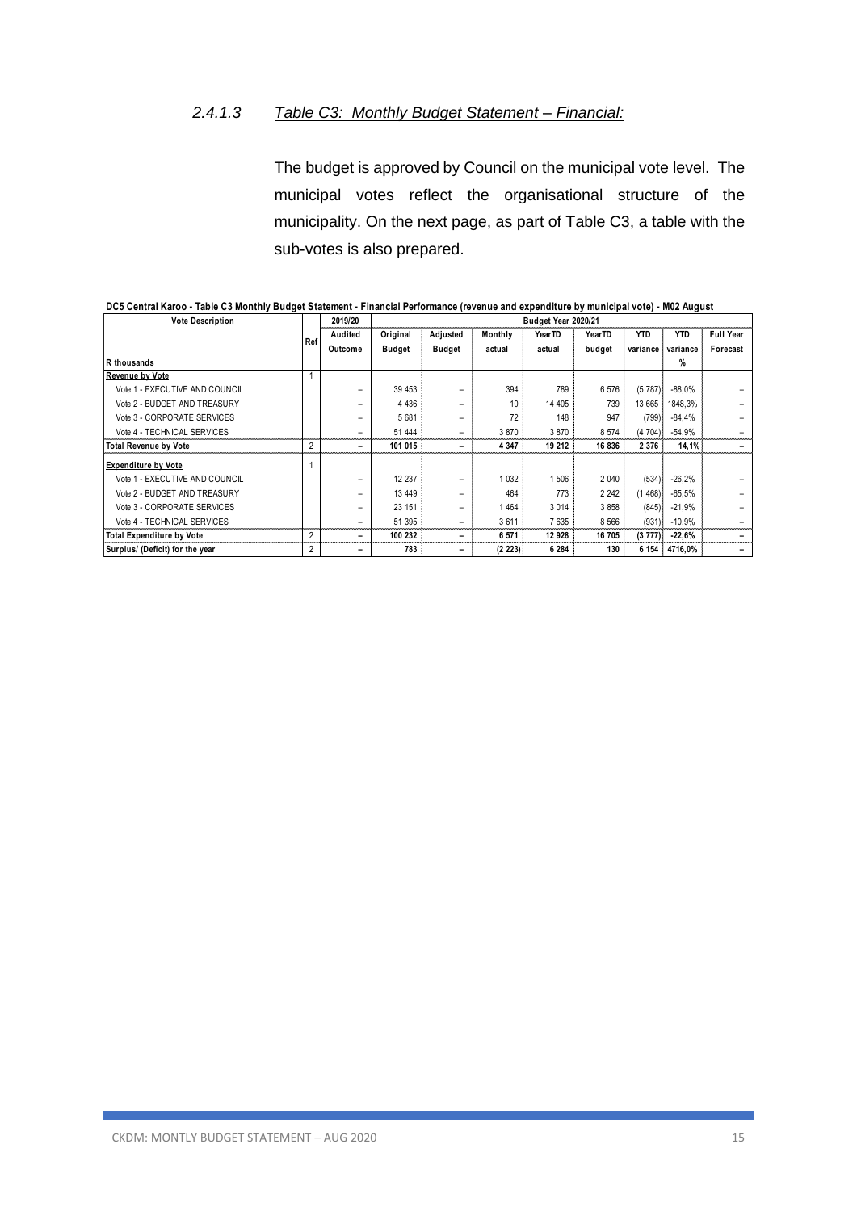### *2.4.1.3 Table C3: Monthly Budget Statement – Financial:*

The budget is approved by Council on the municipal vote level. The municipal votes reflect the organisational structure of the municipality. On the next page, as part of Table C3, a table with the sub-votes is also prepared.

**DC5 Central Karoo - Table C3 Monthly Budget Statement - Financial Performance (revenue and expenditure by municipal vote) - M02 August**

| Vote Description | Ref | 2019/20 | Budget Year 2020/21 | | | | | | | |
|---|---|---|---|---|---|---|---|---|---|---|
| | | Audited Outcome | Original Budget | Adjusted Budget | Monthly actual | YearTD actual | YearTD budget | YTD variance | YTD variance | Full Year Forecast |
| R thousands | | | | | | | | | % | |
| **Revenue by Vote** | 1 | | | | | | | | | |
| Vote 1 - EXECUTIVE AND COUNCIL | | – | 39 453 | – | 394 | 789 | 6 576 | (5 787) | -88,0% | – |
| Vote 2 - BUDGET AND TREASURY | | – | 4 436 | – | 10 | 14 405 | 739 | 13 665 | 1848,3% | – |
| Vote 3 - CORPORATE SERVICES | | – | 5 681 | – | 72 | 148 | 947 | (799) | -84,4% | – |
| Vote 4 - TECHNICAL SERVICES | | – | 51 444 | – | 3 870 | 3 870 | 8 574 | (4 704) | -54,9% | – |
| **Total Revenue by Vote** | 2 | **–** | **101 015** | **–** | **4 347** | **19 212** | **16 836** | **2 376** | **14,1%** | **–** |
| **Expenditure by Vote** | 1 | | | | | | | | | |
| Vote 1 - EXECUTIVE AND COUNCIL | | – | 12 237 | – | 1 032 | 1 506 | 2 040 | (534) | -26,2% | – |
| Vote 2 - BUDGET AND TREASURY | | – | 13 449 | – | 464 | 773 | 2 242 | (1 468) | -65,5% | – |
| Vote 3 - CORPORATE SERVICES | | – | 23 151 | – | 1 464 | 3 014 | 3 858 | (845) | -21,9% | – |
| Vote 4 - TECHNICAL SERVICES | | – | 51 395 | – | 3 611 | 7 635 | 8 566 | (931) | -10,9% | – |
| **Total Expenditure by Vote** | 2 | **–** | **100 232** | **–** | **6 571** | **12 928** | **16 705** | **(3 777)** | **-22,6%** | **–** |
| **Surplus/ (Deficit) for the year** | 2 | **–** | **783** | **–** | **(2 223)** | **6 284** | **130** | **6 154** | **4716,0%** | **–** |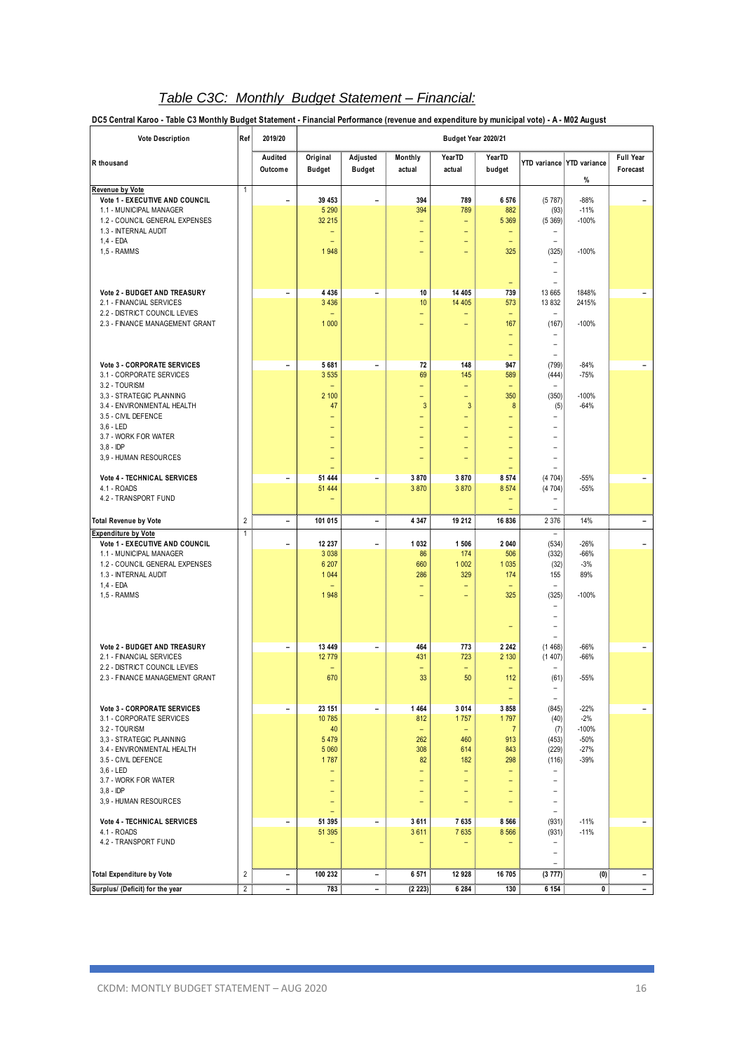## *Table C3C: Monthly Budget Statement – Financial:*

**DC5 Central Karoo - Table C3 Monthly Budget Statement - Financial Performance (revenue and expenditure by municipal vote) - A - M02 August**

| Vote Description | Ref | 2019/20 | Budget Year 2020/21 | | | | | | | |
|---|---|---|---|---|---|---|---|---|---|---|
| R thousand | | Audited Outcome | Original Budget | Adjusted Budget | Monthly actual | YearTD actual | YearTD budget | YTD variance | YTD variance % | Full Year Forecast |
| **Revenue by Vote** | 1 | | | | | | | | | |
| **Vote 1 - EXECUTIVE AND COUNCIL** | | – | 39 453 | – | 394 | 789 | 6 576 | (5 787) | -88% | – |
| 1.1 - MUNICIPAL MANAGER | | | 5 290 | | 394 | 789 | 882 | (93) | -11% | |
| 1.2 - COUNCIL GENERAL EXPENSES | | | 32 215 | | – | – | 5 369 | (5 369) | -100% | |
| 1.3 - INTERNAL AUDIT | | | – | | – | – | – | – | | |
| 1,4 - EDA | | | – | | – | – | – | – | | |
| 1,5 - RAMMS | | | 1 948 | | – | – | 325 | (325) | -100% | |
| | | | | | | | | – | | |
| | | | | | | | | – | | |
| | | | | | | | – | – | | |
| **Vote 2 - BUDGET AND TREASURY** | | – | 4 436 | – | 10 | 14 405 | 739 | 13 665 | 1848% | – |
| 2.1 - FINANCIAL SERVICES | | | 3 436 | | 10 | 14 405 | 573 | 13 832 | 2415% | |
| 2.2 - DISTRICT COUNCIL LEVIES | | | – | | – | – | – | – | | |
| 2.3 - FINANCE MANAGEMENT GRANT | | | 1 000 | | – | – | 167 | (167) | -100% | |
| | | | | | | | – | – | | |
| | | | | | | | – | – | | |
| | | | | | | | – | – | | |
| **Vote 3 - CORPORATE SERVICES** | | – | 5 681 | – | 72 | 148 | 947 | (799) | -84% | – |
| 3.1 - CORPORATE SERVICES | | | 3 535 | | 69 | 145 | 589 | (444) | -75% | |
| 3.2 - TOURISM | | | – | | – | – | – | – | | |
| 3,3 - STRATEGIC PLANNING | | | 2 100 | | – | – | 350 | (350) | -100% | |
| 3.4 - ENVIRONMENTAL HEALTH | | | 47 | | 3 | 3 | 8 | (5) | -64% | |
| 3.5 - CIVIL DEFENCE | | | – | | – | – | – | – | | |
| 3,6 - LED | | | – | | – | – | – | – | | |
| 3.7 - WORK FOR WATER | | | – | | – | – | – | – | | |
| 3,8 - IDP | | | – | | – | – | – | – | | |
| 3,9 - HUMAN RESOURCES | | | – | | – | – | – | – | | |
| | | | – | | | | – | – | | |
| **Vote 4 - TECHNICAL SERVICES** | | – | 51 444 | – | 3 870 | 3 870 | 8 574 | (4 704) | -55% | – |
| 4.1 - ROADS | | | 51 444 | | 3 870 | 3 870 | 8 574 | (4 704) | -55% | |
| 4.2 - TRANSPORT FUND | | | – | | | | – | – | | |
| | | | | | | | – | – | | |
| **Total Revenue by Vote** | 2 | – | 101 015 | – | 4 347 | 19 212 | 16 836 | 2 376 | 14% | – |
| **Expenditure by Vote** | 1 | | | | | | | – | | |
| **Vote 1 - EXECUTIVE AND COUNCIL** | | – | 12 237 | – | 1 032 | 1 506 | 2 040 | (534) | -26% | – |
| 1.1 - MUNICIPAL MANAGER | | | 3 038 | | 86 | 174 | 506 | (332) | -66% | |
| 1.2 - COUNCIL GENERAL EXPENSES | | | 6 207 | | 660 | 1 002 | 1 035 | (32) | -3% | |
| 1.3 - INTERNAL AUDIT | | | 1 044 | | 286 | 329 | 174 | 155 | 89% | |
| 1,4 - EDA | | | – | | – | – | – | – | | |
| 1,5 - RAMMS | | | 1 948 | | – | – | 325 | (325) | -100% | |
| | | | | | | | | – | | |
| | | | | | | | | – | | |
| | | | | | | | – | – | | |
| | | | | | | | | – | | |
| **Vote 2 - BUDGET AND TREASURY** | | – | 13 449 | – | 464 | 773 | 2 242 | (1 468) | -66% | – |
| 2.1 - FINANCIAL SERVICES | | | 12 779 | | 431 | 723 | 2 130 | (1 407) | -66% | |
| 2.2 - DISTRICT COUNCIL LEVIES | | | – | | – | – | – | – | | |
| 2.3 - FINANCE MANAGEMENT GRANT | | | 670 | | 33 | 50 | 112 | (61) | -55% | |
| | | | | | | | – | – | | |
| | | | | | | | – | – | | |
| **Vote 3 - CORPORATE SERVICES** | | – | 23 151 | – | 1 464 | 3 014 | 3 858 | (845) | -22% | – |
| 3.1 - CORPORATE SERVICES | | | 10 785 | | 812 | 1 757 | 1 797 | (40) | -2% | |
| 3.2 - TOURISM | | | 40 | | – | – | 7 | (7) | -100% | |
| 3,3 - STRATEGIC PLANNING | | | 5 479 | | 262 | 460 | 913 | (453) | -50% | |
| 3.4 - ENVIRONMENTAL HEALTH | | | 5 060 | | 308 | 614 | 843 | (229) | -27% | |
| 3.5 - CIVIL DEFENCE | | | 1 787 | | 82 | 182 | 298 | (116) | -39% | |
| 3,6 - LED | | | – | | – | – | – | – | | |
| 3.7 - WORK FOR WATER | | | – | | – | – | – | – | | |
| 3,8 - IDP | | | – | | – | – | – | – | | |
| 3,9 - HUMAN RESOURCES | | | – | | – | – | – | – | | |
| | | | – | | | | | – | | |
| **Vote 4 - TECHNICAL SERVICES** | | – | 51 395 | – | 3 611 | 7 635 | 8 566 | (931) | -11% | – |
| 4.1 - ROADS | | | 51 395 | | 3 611 | 7 635 | 8 566 | (931) | -11% | |
| 4.2 - TRANSPORT FUND | | | – | | – | – | – | – | | |
| | | | | | | | | – | | |
| | | | | | | | | – | | |
| **Total Expenditure by Vote** | 2 | – | 100 232 | – | 6 571 | 12 928 | 16 705 | (3 777) | (0) | – |
| **Surplus/ (Deficit) for the year** | 2 | – | 783 | – | (2 223) | 6 284 | 130 | 6 154 | 0 | – |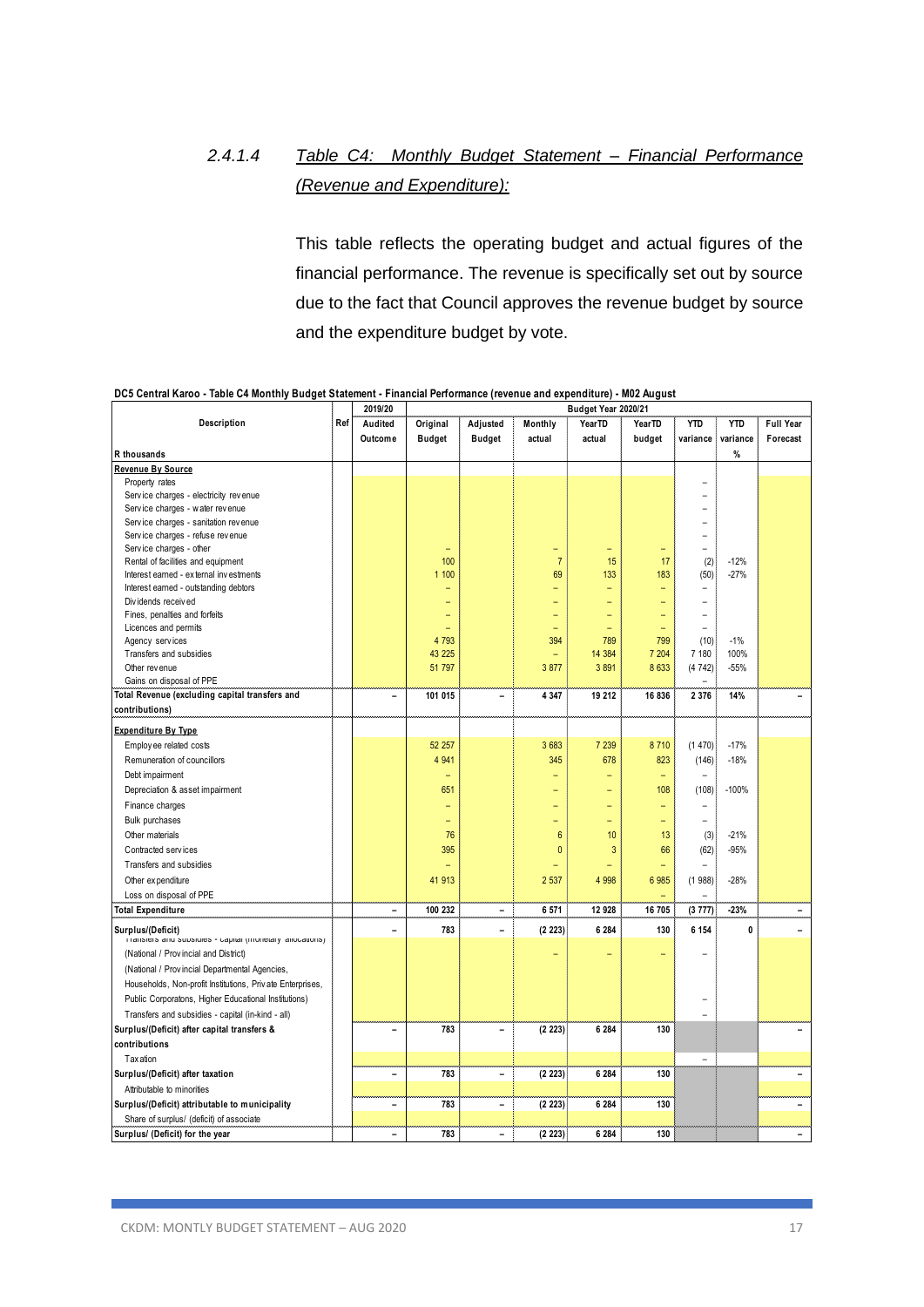### 2.4.1.4 *Table C4: Monthly Budget Statement – Financial Performance (Revenue and Expenditure):*

This table reflects the operating budget and actual figures of the financial performance. The revenue is specifically set out by source due to the fact that Council approves the revenue budget by source and the expenditure budget by vote.

**DC5 Central Karoo - Table C4 Monthly Budget Statement - Financial Performance (revenue and expenditure) - M02 August**

| Description | Ref | 2019/20 | Budget Year 2020/21 | | | | | | | |
|---|---|---|---|---|---|---|---|---|---|---|
| | | Audited Outcome | Original Budget | Adjusted Budget | Monthly actual | YearTD actual | YearTD budget | YTD variance | YTD variance | Full Year Forecast |
| R thousands | | | | | | | | | % | |
| **Revenue By Source** | | | | | | | | | | |
| Property rates | | | | | | | | – | | |
| Service charges - electricity revenue | | | | | | | | – | | |
| Service charges - water revenue | | | | | | | | – | | |
| Service charges - sanitation revenue | | | | | | | | – | | |
| Service charges - refuse revenue | | | | | | | | – | | |
| Service charges - other | | | – | | – | – | – | – | | |
| Rental of facilities and equipment | | | 100 | | 7 | 15 | 17 | (2) | -12% | |
| Interest earned - external investments | | | 1 100 | | 69 | 133 | 183 | (50) | -27% | |
| Interest earned - outstanding debtors | | | – | | – | – | – | – | | |
| Dividends received | | | – | | – | – | – | – | | |
| Fines, penalties and forfeits | | | – | | – | – | – | – | | |
| Licences and permits | | | – | | – | – | – | – | | |
| Agency services | | | 4 793 | | 394 | 789 | 799 | (10) | -1% | |
| Transfers and subsidies | | | 43 225 | | – | 14 384 | 7 204 | 7 180 | 100% | |
| Other revenue | | | 51 797 | | 3 877 | 3 891 | 8 633 | (4 742) | -55% | |
| Gains on disposal of PPE | | | | | | | | – | | |
| **Total Revenue (excluding capital transfers and contributions)** | | – | 101 015 | – | 4 347 | 19 212 | 16 836 | 2 376 | 14% | – |
| **Expenditure By Type** | | | | | | | | | | |
| Employee related costs | | | 52 257 | | 3 683 | 7 239 | 8 710 | (1 470) | -17% | |
| Remuneration of councillors | | | 4 941 | | 345 | 678 | 823 | (146) | -18% | |
| Debt impairment | | | – | | – | – | – | – | | |
| Depreciation & asset impairment | | | 651 | | – | – | 108 | (108) | -100% | |
| Finance charges | | | – | | – | – | – | – | | |
| Bulk purchases | | | – | | – | – | – | – | | |
| Other materials | | | 76 | | 6 | 10 | 13 | (3) | -21% | |
| Contracted services | | | 395 | | 0 | 3 | 66 | (62) | -95% | |
| Transfers and subsidies | | | – | | – | – | – | – | | |
| Other expenditure | | | 41 913 | | 2 537 | 4 998 | 6 985 | (1 988) | -28% | |
| Loss on disposal of PPE | | | | | | | – | – | | |
| **Total Expenditure** | | – | 100 232 | – | 6 571 | 12 928 | 16 705 | (3 777) | -23% | – |
| **Surplus/(Deficit)** | | – | 783 | – | (2 223) | 6 284 | 130 | 6 154 | 0 | – |
| Transfers and subsidies - capital (monetary allocations) (National / Provincial and District) | | | | | – | – | – | – | | |
| (National / Provincial Departmental Agencies, Households, Non-profit Institutions, Private Enterprises, Public Corporatons, Higher Educational Institutions) | | | | | | | | – | | |
| Transfers and subsidies - capital (in-kind - all) | | | | | | | | – | | |
| **Surplus/(Deficit) after capital transfers & contributions** | | – | 783 | – | (2 223) | 6 284 | 130 | | | – |
| Taxation | | | | | | | | – | | |
| **Surplus/(Deficit) after taxation** | | – | 783 | – | (2 223) | 6 284 | 130 | | | – |
| Attributable to minorities | | | | | | | | | | |
| **Surplus/(Deficit) attributable to municipality** | | – | 783 | – | (2 223) | 6 284 | 130 | | | – |
| Share of surplus/ (deficit) of associate | | | | | | | | | | |
| **Surplus/ (Deficit) for the year** | | – | 783 | – | (2 223) | 6 284 | 130 | | | – |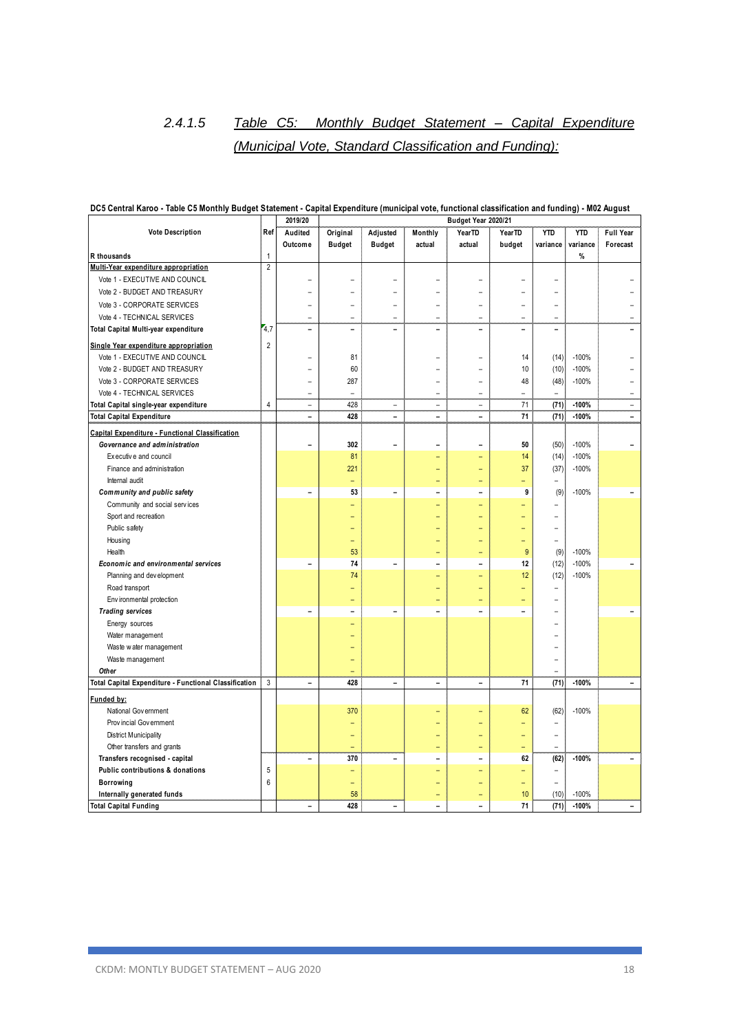## 2.4.1.5 Table C5: Monthly Budget Statement – Capital Expenditure (Municipal Vote, Standard Classification and Funding):

**DC5 Central Karoo - Table C5 Monthly Budget Statement - Capital Expenditure (municipal vote, functional classification and funding) - M02 August**

| Vote Description | Ref | 2019/20 | Budget Year 2020/21 | | | | | | | |
|---|---|---|---|---|---|---|---|---|---|---|
| | | Audited Outcome | Original Budget | Adjusted Budget | Monthly actual | YearTD actual | YearTD budget | YTD variance | YTD variance | Full Year Forecast |
| R thousands | 1 | | | | | | | | % | |
| **Multi-Year expenditure appropriation** | 2 | | | | | | | | | |
| Vote 1 - EXECUTIVE AND COUNCIL | | – | – | – | – | – | – | – | | – |
| Vote 2 - BUDGET AND TREASURY | | – | – | – | – | – | – | – | | – |
| Vote 3 - CORPORATE SERVICES | | – | – | – | – | – | – | – | | – |
| Vote 4 - TECHNICAL SERVICES | | – | – | – | – | – | – | – | | – |
| **Total Capital Multi-year expenditure** | 4,7 | – | – | – | – | – | – | – | | – |
| **Single Year expenditure appropriation** | 2 | | | | | | | | | |
| Vote 1 - EXECUTIVE AND COUNCIL | | – | 81 | | – | – | 14 | (14) | -100% | – |
| Vote 2 - BUDGET AND TREASURY | | – | 60 | | – | – | 10 | (10) | -100% | – |
| Vote 3 - CORPORATE SERVICES | | – | 287 | | – | – | 48 | (48) | -100% | – |
| Vote 4 - TECHNICAL SERVICES | | – | – | | – | – | – | – | | – |
| **Total Capital single-year expenditure** | 4 | – | 428 | – | – | – | 71 | (71) | -100% | – |
| **Total Capital Expenditure** | | – | 428 | – | – | – | 71 | (71) | -100% | – |
| **Capital Expenditure - Functional Classification** | | | | | | | | | | |
| ***Governance and administration*** | | – | 302 | – | – | – | 50 | (50) | -100% | – |
| Executive and council | | | 81 | | – | – | 14 | (14) | -100% | |
| Finance and administration | | | 221 | | – | – | 37 | (37) | -100% | |
| Internal audit | | | – | | – | – | – | – | | |
| ***Community and public safety*** | | – | 53 | – | – | – | 9 | (9) | -100% | – |
| Community and social services | | | – | | – | – | – | – | | |
| Sport and recreation | | | – | | – | – | – | – | | |
| Public safety | | | – | | – | – | – | – | | |
| Housing | | | – | | – | – | – | – | | |
| Health | | | 53 | | – | – | 9 | (9) | -100% | |
| ***Economic and environmental services*** | | – | 74 | – | – | – | 12 | (12) | -100% | – |
| Planning and development | | | 74 | | – | – | 12 | (12) | -100% | |
| Road transport | | | – | | – | – | – | – | | |
| Environmental protection | | | – | | – | – | – | – | | |
| ***Trading services*** | | – | – | – | – | – | – | – | | – |
| Energy sources | | | – | | | | | – | | |
| Water management | | | – | | | | | – | | |
| Waste water management | | | – | | | | | – | | |
| Waste management | | | – | | | | | – | | |
| ***Other*** | | | – | | | | | – | | |
| **Total Capital Expenditure - Functional Classification** | 3 | – | 428 | – | – | – | 71 | (71) | -100% | – |
| **Funded by:** | | | | | | | | | | |
| National Government | | | 370 | | – | – | 62 | (62) | -100% | |
| Provincial Government | | | – | | – | – | – | – | | |
| District Municipality | | | – | | – | – | – | – | | |
| Other transfers and grants | | | – | | – | – | – | – | | |
| **Transfers recognised - capital** | | – | 370 | – | – | – | 62 | (62) | -100% | – |
| **Public contributions & donations** | 5 | | – | | – | – | – | – | | |
| **Borrowing** | 6 | | – | | – | – | – | – | | |
| **Internally generated funds** | | | 58 | | – | – | 10 | (10) | -100% | |
| **Total Capital Funding** | | – | 428 | – | – | – | 71 | (71) | -100% | – |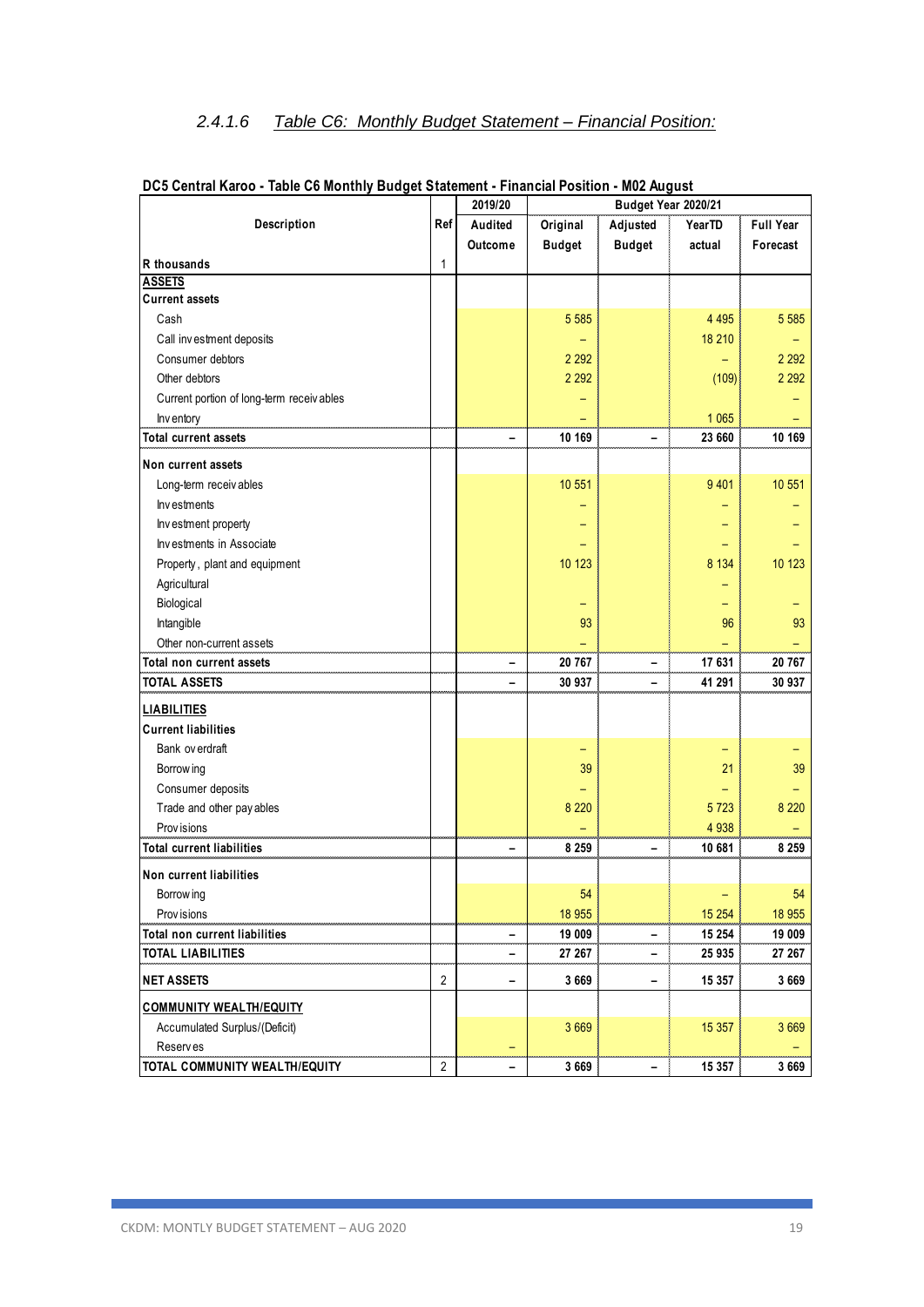## 2.4.1.6 *Table C6: Monthly Budget Statement – Financial Position:*

**DC5 Central Karoo - Table C6 Monthly Budget Statement - Financial Position - M02 August**

| Description | Ref | 2019/20 | Budget Year 2020/21 | | | |
|---|---|---|---|---|---|---|
| | | Audited Outcome | Original Budget | Adjusted Budget | YearTD actual | Full Year Forecast |
| **R thousands** | 1 | | | | | |
| **ASSETS** | | | | | | |
| **Current assets** | | | | | | |
| Cash | | | 5 585 | | 4 495 | 5 585 |
| Call investment deposits | | | – | | 18 210 | – |
| Consumer debtors | | | 2 292 | | – | 2 292 |
| Other debtors | | | 2 292 | | (109) | 2 292 |
| Current portion of long-term receivables | | | – | | | – |
| Inventory | | | – | | 1 065 | – |
| **Total current assets** | | – | 10 169 | – | 23 660 | 10 169 |
| **Non current assets** | | | | | | |
| Long-term receivables | | | 10 551 | | 9 401 | 10 551 |
| Investments | | | – | | – | – |
| Investment property | | | – | | – | – |
| Investments in Associate | | | – | | – | – |
| Property, plant and equipment | | | 10 123 | | 8 134 | 10 123 |
| Agricultural | | | | | – | |
| Biological | | | – | | – | – |
| Intangible | | | 93 | | 96 | 93 |
| Other non-current assets | | | – | | – | – |
| **Total non current assets** | | – | 20 767 | – | 17 631 | 20 767 |
| **TOTAL ASSETS** | | – | 30 937 | – | 41 291 | 30 937 |
| **LIABILITIES** | | | | | | |
| **Current liabilities** | | | | | | |
| Bank overdraft | | | – | | – | – |
| Borrowing | | | 39 | | 21 | 39 |
| Consumer deposits | | | – | | – | – |
| Trade and other payables | | | 8 220 | | 5 723 | 8 220 |
| Provisions | | | – | | 4 938 | – |
| **Total current liabilities** | | – | 8 259 | – | 10 681 | 8 259 |
| **Non current liabilities** | | | | | | |
| Borrowing | | | 54 | | – | 54 |
| Provisions | | | 18 955 | | 15 254 | 18 955 |
| **Total non current liabilities** | | – | 19 009 | – | 15 254 | 19 009 |
| **TOTAL LIABILITIES** | | – | 27 267 | – | 25 935 | 27 267 |
| **NET ASSETS** | 2 | – | 3 669 | – | 15 357 | 3 669 |
| **COMMUNITY WEALTH/EQUITY** | | | | | | |
| Accumulated Surplus/(Deficit) | | | 3 669 | | 15 357 | 3 669 |
| Reserves | | – | | | | – |
| **TOTAL COMMUNITY WEALTH/EQUITY** | 2 | – | 3 669 | – | 15 357 | 3 669 |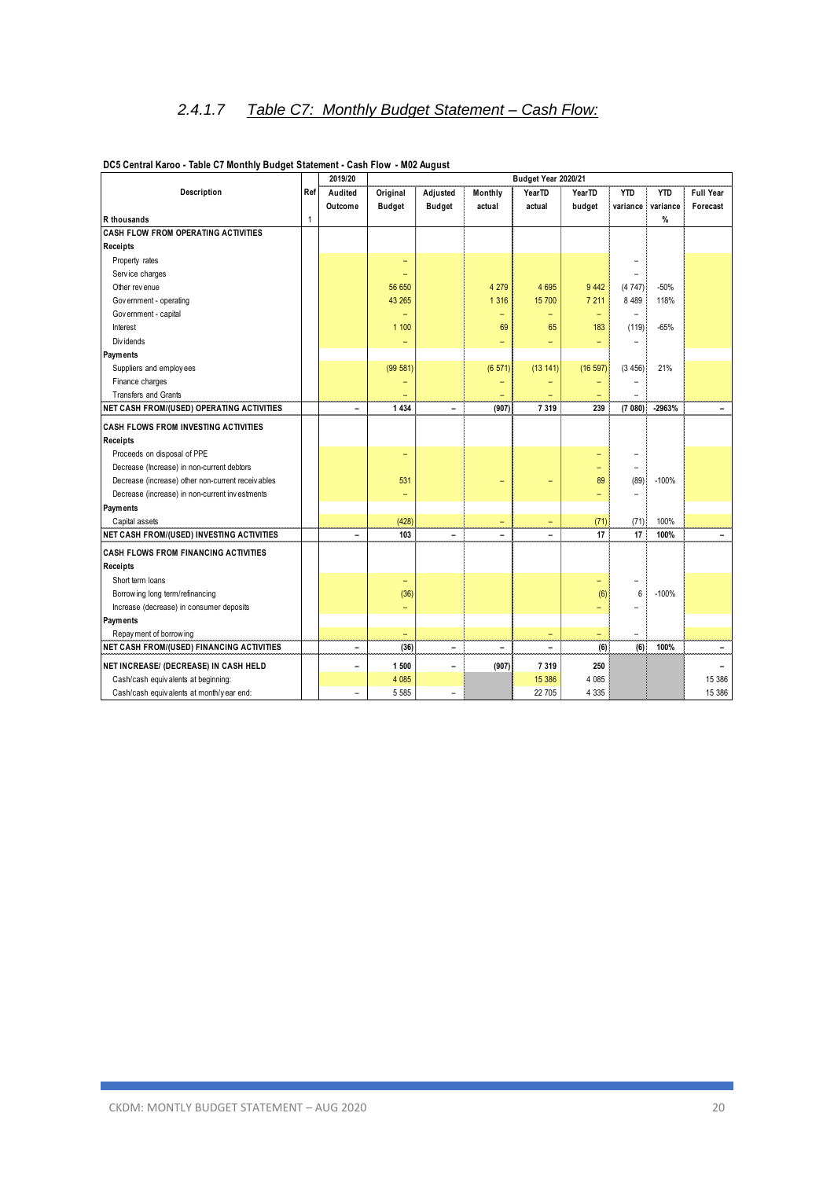## 2.4.1.7 *Table C7: Monthly Budget Statement – Cash Flow:*

**DC5 Central Karoo - Table C7 Monthly Budget Statement - Cash Flow - M02 August**

| Description | Ref | 2019/20 | Budget Year 2020/21 | | | | | | | |
|---|---|---|---|---|---|---|---|---|---|---|
| | | Audited Outcome | Original Budget | Adjusted Budget | Monthly actual | YearTD actual | YearTD budget | YTD variance | YTD variance | Full Year Forecast |
| R thousands | 1 | | | | | | | | % | |
| **CASH FLOW FROM OPERATING ACTIVITIES** | | | | | | | | | | |
| **Receipts** | | | | | | | | | | |
| Property rates | | | – | | | | | – | | |
| Service charges | | | – | | | | | – | | |
| Other revenue | | | 56 650 | | 4 279 | 4 695 | 9 442 | (4 747) | -50% | |
| Government - operating | | | 43 265 | | 1 316 | 15 700 | 7 211 | 8 489 | 118% | |
| Government - capital | | | – | | – | – | – | – | | |
| Interest | | | 1 100 | | 69 | 65 | 183 | (119) | -65% | |
| Dividends | | | – | | – | – | – | – | | |
| **Payments** | | | | | | | | | | |
| Suppliers and employees | | | (99 581) | | (6 571) | (13 141) | (16 597) | (3 456) | 21% | |
| Finance charges | | | – | | – | – | – | – | | |
| Transfers and Grants | | | – | | – | – | – | – | | |
| **NET CASH FROM/(USED) OPERATING ACTIVITIES** | | – | **1 434** | – | **(907)** | **7 319** | **239** | **(7 080)** | **-2963%** | – |
| **CASH FLOWS FROM INVESTING ACTIVITIES** | | | | | | | | | | |
| **Receipts** | | | | | | | | | | |
| Proceeds on disposal of PPE | | | – | | | | – | – | | |
| Decrease (Increase) in non-current debtors | | | | | | | – | – | | |
| Decrease (increase) other non-current receivables | | | 531 | | – | – | 89 | (89) | -100% | |
| Decrease (increase) in non-current investments | | | – | | | | – | – | | |
| **Payments** | | | | | | | | | | |
| Capital assets | | | (428) | | – | – | (71) | (71) | 100% | |
| **NET CASH FROM/(USED) INVESTING ACTIVITIES** | | – | **103** | – | – | – | **17** | **17** | **100%** | – |
| **CASH FLOWS FROM FINANCING ACTIVITIES** | | | | | | | | | | |
| **Receipts** | | | | | | | | | | |
| Short term loans | | | – | | | | – | – | | |
| Borrowing long term/refinancing | | | (36) | | | | (6) | 6 | -100% | |
| Increase (decrease) in consumer deposits | | | – | | | | – | – | | |
| **Payments** | | | | | | | | | | |
| Repayment of borrowing | | | – | | | – | – | – | | |
| **NET CASH FROM/(USED) FINANCING ACTIVITIES** | | – | **(36)** | – | – | – | **(6)** | **(6)** | **100%** | – |
| **NET INCREASE/ (DECREASE) IN CASH HELD** | | – | **1 500** | – | **(907)** | **7 319** | **250** | | | – |
| Cash/cash equivalents at beginning: | | | 4 085 | | | 15 386 | 4 085 | | | 15 386 |
| Cash/cash equivalents at month/year end: | | – | 5 585 | – | | 22 705 | 4 335 | | | 15 386 |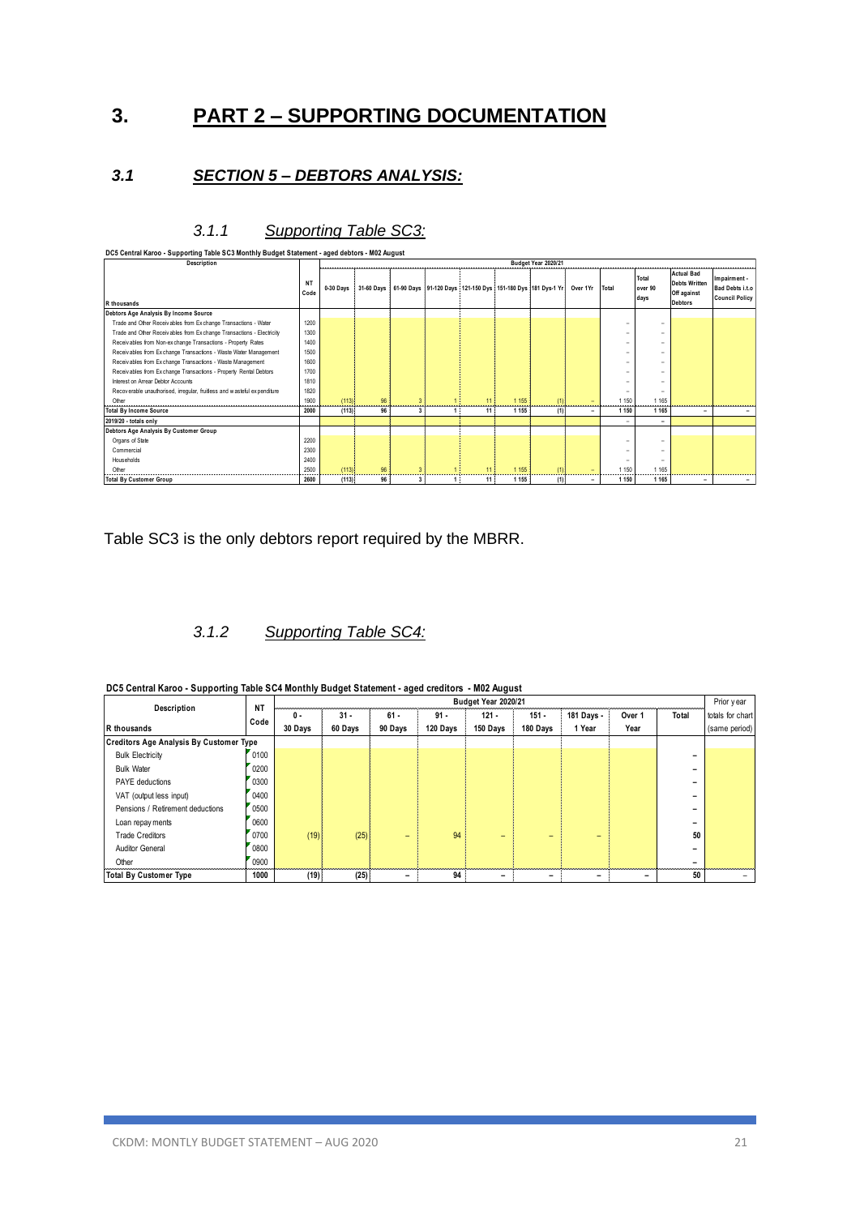# 3. PART 2 – SUPPORTING DOCUMENTATION

## *3.1 SECTION 5 – DEBTORS ANALYSIS:*

### *3.1.1 Supporting Table SC3:*

**DC5 Central Karoo - Supporting Table SC3 Monthly Budget Statement - aged debtors - M02 August**

| Description | NT Code | Budget Year 2020/21 | | | | | | | | | | | |
|---|---|---|---|---|---|---|---|---|---|---|---|---|---|
| R thousands | | 0-30 Days | 31-60 Days | 61-90 Days | 91-120 Days | 121-150 Dys | 151-180 Dys | 181 Dys-1 Yr | Over 1Yr | Total | Total over 90 days | Actual Bad Debts Written Off against Debtors | Impairment - Bad Debts i.t.o Council Policy |
| **Debtors Age Analysis By Income Source** | | | | | | | | | | | | | |
| Trade and Other Receivables from Exchange Transactions - Water | 1200 | | | | | | | | | – | – | | |
| Trade and Other Receivables from Exchange Transactions - Electricity | 1300 | | | | | | | | | – | – | | |
| Receivables from Non-exchange Transactions - Property Rates | 1400 | | | | | | | | | – | – | | |
| Receivables from Exchange Transactions - Waste Water Management | 1500 | | | | | | | | | – | – | | |
| Receivables from Exchange Transactions - Waste Management | 1600 | | | | | | | | | – | – | | |
| Receivables from Exchange Transactions - Property Rental Debtors | 1700 | | | | | | | | | – | – | | |
| Interest on Arrear Debtor Accounts | 1810 | | | | | | | | | – | – | | |
| Recoverable unauthorised, irregular, fruitless and wasteful expenditure | 1820 | | | | | | | | | – | – | | |
| Other | 1900 | (113) | 96 | 3 | 1 | 11 | 1 155 | (1) | – | 1 150 | 1 165 | | |
| **Total By Income Source** | **2000** | **(113)** | **96** | **3** | **1** | **11** | **1 155** | **(1)** | **–** | **1 150** | **1 165** | **–** | **–** |
| **2019/20 - totals only** | | | | | | | | | | – | – | | |
| **Debtors Age Analysis By Customer Group** | | | | | | | | | | | | | |
| Organs of State | 2200 | | | | | | | | | – | – | | |
| Commercial | 2300 | | | | | | | | | – | – | | |
| Households | 2400 | | | | | | | | | – | – | | |
| Other | 2500 | (113) | 96 | 3 | 1 | 11 | 1 155 | (1) | – | 1 150 | 1 165 | | |
| **Total By Customer Group** | **2600** | **(113)** | **96** | **3** | **1** | **11** | **1 155** | **(1)** | **–** | **1 150** | **1 165** | **–** | **–** |

Table SC3 is the only debtors report required by the MBRR.

### *3.1.2 Supporting Table SC4:*

**DC5 Central Karoo - Supporting Table SC4 Monthly Budget Statement - aged creditors - M02 August**

| Description | NT Code | Budget Year 2020/21 | | | | | | | | | Prior year |
|---|---|---|---|---|---|---|---|---|---|---|---|
| R thousands | | 0 - 30 Days | 31 - 60 Days | 61 - 90 Days | 91 - 120 Days | 121 - 150 Days | 151 - 180 Days | 181 Days - 1 Year | Over 1 Year | Total | totals for chart (same period) |
| **Creditors Age Analysis By Customer Type** | | | | | | | | | | | |
| Bulk Electricity | 0100 | | | | | | | | | – | |
| Bulk Water | 0200 | | | | | | | | | – | |
| PAYE deductions | 0300 | | | | | | | | | – | |
| VAT (output less input) | 0400 | | | | | | | | | – | |
| Pensions / Retirement deductions | 0500 | | | | | | | | | – | |
| Loan repayments | 0600 | | | | | | | | | – | |
| Trade Creditors | 0700 | (19) | (25) | – | 94 | – | – | – | | 50 | |
| Auditor General | 0800 | | | | | | | | | – | |
| Other | 0900 | | | | | | | | | – | |
| **Total By Customer Type** | **1000** | **(19)** | **(25)** | **–** | **94** | **–** | **–** | **–** | **–** | **50** | **–** |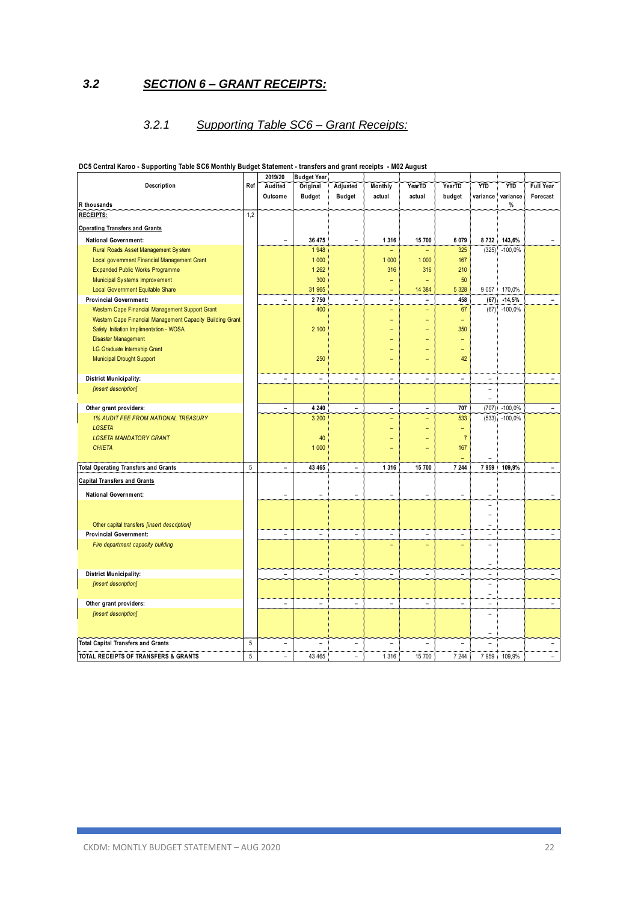## 3.2 SECTION 6 – GRANT RECEIPTS:

### 3.2.1 Supporting Table SC6 – Grant Receipts:

DC5 Central Karoo - Supporting Table SC6 Monthly Budget Statement - transfers and grant receipts - M02 August

| Description | Ref | 2019/20 Audited Outcome | Budget Year Original Budget | Adjusted Budget | Monthly actual | YearTD actual | YearTD budget | YTD variance | YTD variance % | Full Year Forecast |
|---|---|---|---|---|---|---|---|---|---|---|
| R thousands | | | | | | | | | | |
| **RECEIPTS:** | 1,2 | | | | | | | | | |
| **Operating Transfers and Grants** | | | | | | | | | | |
| **National Government:** | | – | 36 475 | – | 1 316 | 15 700 | 6 079 | 8 732 | 143,6% | – |
| Rural Roads Asset Management System | | | 1 948 | | – | – | 325 | (325) | -100,0% | |
| Local government Financial Management Grant | | | 1 000 | | 1 000 | 1 000 | 167 | | | |
| Expanded Public Works Programme | | | 1 262 | | 316 | 316 | 210 | | | |
| Municipal Systems Improvement | | | 300 | | – | – | 50 | | | |
| Local Government Equitable Share | | | 31 965 | | – | 14 384 | 5 328 | 9 057 | 170,0% | |
| **Provincial Government:** | | – | 2 750 | – | – | – | 458 | (67) | -14,5% | – |
| Western Cape Financial Management Support Grant | | | 400 | | – | – | 67 | (67) | -100,0% | |
| Western Cape Financial Management Capacity Building Grant | | | | | – | – | – | | | |
| Safety Initiation Implimentation - WOSA | | | 2 100 | | – | – | 350 | | | |
| Disaster Management | | | | | – | – | – | | | |
| LG Graduate Internship Grant | | | | | – | – | – | | | |
| Municipal Drought Support | | | 250 | | – | – | 42 | | | |
| **District Municipality:** | | – | – | – | – | – | – | – | | – |
| *[insert description]* | | | | | | | | – | | |
| **Other grant providers:** | | – | 4 240 | – | – | – | 707 | (707) | -100,0% | – |
| *1% AUDIT FEE FROM NATIONAL TREASURY* | | | 3 200 | | – | – | 533 | (533) | -100,0% | |
| *LGSETA* | | | | | – | – | – | | | |
| *LGSETA MANDATORY GRANT* | | | 40 | | – | – | 7 | | | |
| *CHIETA* | | | 1 000 | | – | – | 167 | | | |
| **Total Operating Transfers and Grants** | 5 | – | 43 465 | – | 1 316 | 15 700 | 7 244 | 7 959 | 109,9% | – |
| **Capital Transfers and Grants** | | | | | | | | | | |
| **National Government:** | | – | – | – | – | – | – | – | | – |
| Other capital transfers *[insert description]* | | | | | | | | – | | |
| **Provincial Government:** | | – | – | – | – | – | – | – | | – |
| *Fire department capacity building* | | | | | – | – | – | – | | |
| **District Municipality:** | | – | – | – | – | – | – | – | | – |
| *[insert description]* | | | | | | | | – | | |
| **Other grant providers:** | | – | – | – | – | – | – | – | | – |
| *[insert description]* | | | | | | | | – | | |
| **Total Capital Transfers and Grants** | 5 | – | – | – | – | – | – | – | | – |
| **TOTAL RECEIPTS OF TRANSFERS & GRANTS** | 5 | – | 43 465 | – | 1 316 | 15 700 | 7 244 | 7 959 | 109,9% | – |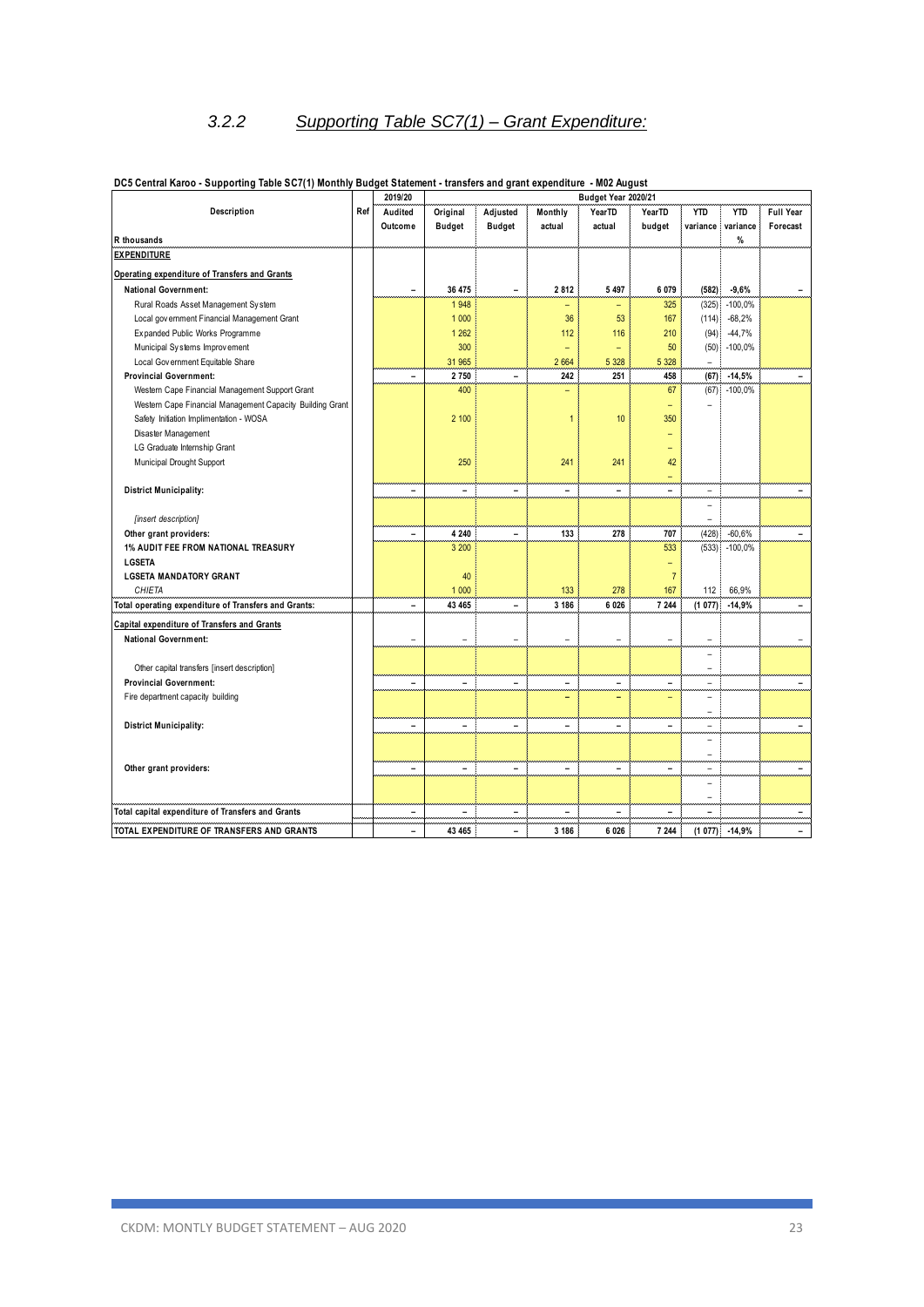### 3.2.2 Supporting Table SC7(1) – Grant Expenditure:

**DC5 Central Karoo - Supporting Table SC7(1) Monthly Budget Statement - transfers and grant expenditure - M02 August**

| Description | Ref | 2019/20 Audited Outcome | Budget Year 2020/21 Original Budget | Adjusted Budget | Monthly actual | YearTD actual | YearTD budget | YTD variance | YTD variance % | Full Year Forecast |
|---|---|---|---|---|---|---|---|---|---|---|
| R thousands | | | | | | | | | | |
| **EXPENDITURE** | | | | | | | | | | |
| **Operating expenditure of Transfers and Grants** | | | | | | | | | | |
| **National Government:** | | – | 36 475 | – | 2 812 | 5 497 | 6 079 | (582) | -9,6% | – |
| Rural Roads Asset Management System | | | 1 948 | | – | – | 325 | (325) | -100,0% | |
| Local government Financial Management Grant | | | 1 000 | | 36 | 53 | 167 | (114) | -68,2% | |
| Expanded Public Works Programme | | | 1 262 | | 112 | 116 | 210 | (94) | -44,7% | |
| Municipal Systems Improvement | | | 300 | | – | – | 50 | (50) | -100,0% | |
| Local Government Equitable Share | | | 31 965 | | 2 664 | 5 328 | 5 328 | – | | |
| **Provincial Government:** | | – | 2 750 | – | 242 | 251 | 458 | (67) | -14,5% | – |
| Western Cape Financial Management Support Grant | | | 400 | | – | | 67 | (67) | -100,0% | |
| Western Cape Financial Management Capacity Building Grant | | | | | | | – | – | | |
| Safety Initiation Implimentation - WOSA | | | 2 100 | | 1 | 10 | 350 | | | |
| Disaster Management | | | | | | | – | | | |
| LG Graduate Internship Grant | | | | | | | – | | | |
| Municipal Drought Support | | | 250 | | 241 | 241 | 42 | | | |
| | | | | | | | – | | | |
| **District Municipality:** | | – | – | – | – | – | – | – | | – |
| | | | | | | | | – | | |
| *[insert description]* | | | | | | | | – | | |
| **Other grant providers:** | | – | 4 240 | – | 133 | 278 | 707 | (428) | -60,6% | – |
| **1% AUDIT FEE FROM NATIONAL TREASURY** | | | 3 200 | | | | 533 | (533) | -100,0% | |
| **LGSETA** | | | | | | | – | | | |
| **LGSETA MANDATORY GRANT** | | | 40 | | | | 7 | | | |
| *CHIETA* | | | 1 000 | | 133 | 278 | 167 | 112 | 66,9% | |
| **Total operating expenditure of Transfers and Grants:** | | – | 43 465 | – | 3 186 | 6 026 | 7 244 | (1 077) | -14,9% | – |
| **Capital expenditure of Transfers and Grants** | | | | | | | | | | |
| **National Government:** | | – | – | – | – | – | – | – | | – |
| | | | | | | | | – | | |
| Other capital transfers [insert description] | | | | | | | | – | | |
| **Provincial Government:** | | – | – | – | – | – | – | – | | – |
| Fire department capacity building | | | | | – | – | – | – | | |
| | | | | | | | | – | | |
| **District Municipality:** | | – | – | – | – | – | – | – | | – |
| | | | | | | | | – | | |
| | | | | | | | | – | | |
| **Other grant providers:** | | – | – | – | – | – | – | – | | – |
| | | | | | | | | – | | |
| | | | | | | | | – | | |
| **Total capital expenditure of Transfers and Grants** | | – | – | – | – | – | – | – | | – |
| **TOTAL EXPENDITURE OF TRANSFERS AND GRANTS** | | – | 43 465 | – | 3 186 | 6 026 | 7 244 | (1 077) | -14,9% | – |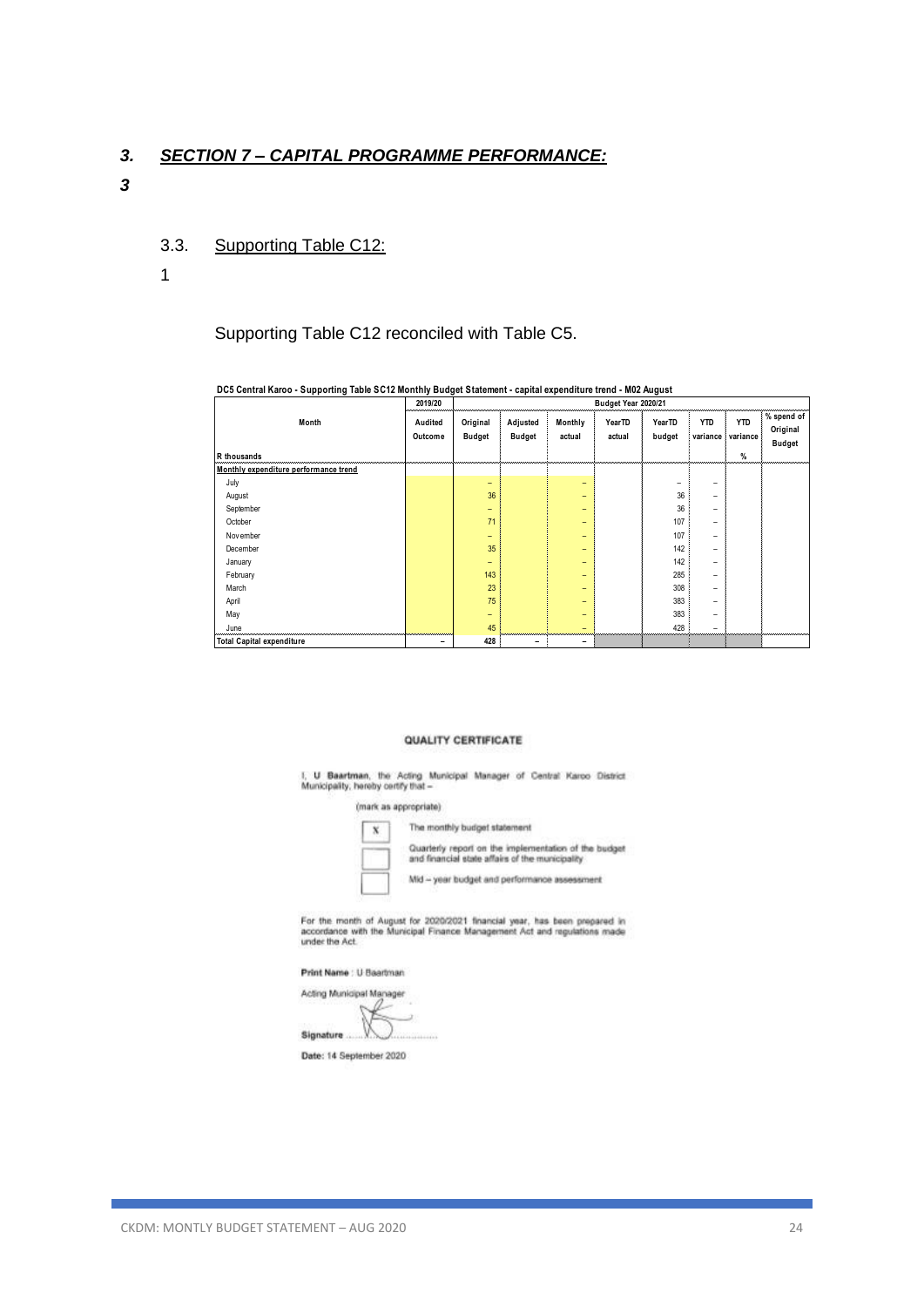### 3. *SECTION 7 – CAPITAL PROGRAMME PERFORMANCE:*

*3*

#### 3.3. Supporting Table C12:

1

Supporting Table C12 reconciled with Table C5.

**DC5 Central Karoo - Supporting Table SC12 Monthly Budget Statement - capital expenditure trend - M02 August**

| Month | 2019/20 | Budget Year 2020/21 | | | | | | | |
|---|---|---|---|---|---|---|---|---|---|
| | Audited Outcome | Original Budget | Adjusted Budget | Monthly actual | YearTD actual | YearTD budget | YTD variance | YTD variance | % spend of Original Budget |
| R thousands | | | | | | | | % | |
| **Monthly expenditure performance trend** | | | | | | | | | |
| July | | – | | – | | – | – | | |
| August | | 36 | | – | | 36 | – | | |
| September | | – | | – | | 36 | – | | |
| October | | 71 | | – | | 107 | – | | |
| November | | – | | – | | 107 | – | | |
| December | | 35 | | – | | 142 | – | | |
| January | | – | | – | | 142 | – | | |
| February | | 143 | | – | | 285 | – | | |
| March | | 23 | | – | | 308 | – | | |
| April | | 75 | | – | | 383 | – | | |
| May | | – | | – | | 383 | – | | |
| June | | 45 | | – | | 428 | – | | |
| **Total Capital expenditure** | – | 428 | – | – | | | | | |

**QUALITY CERTIFICATE**

I, **U Baartman**, the Acting Municipal Manager of Central Karoo District Municipality, hereby certify that –

(mark as appropriate)

- [X] The monthly budget statement
- [ ] Quarterly report on the implementation of the budget and financial state affairs of the municipality
- [ ] Mid – year budget and performance assessment

For the month of August for 2020/2021 financial year, has been prepared in accordance with the Municipal Finance Management Act and regulations made under the Act.

**Print Name** : U Baartman

Acting Municipal Manager

**Signature** ..............................

**Date:** 14 September 2020